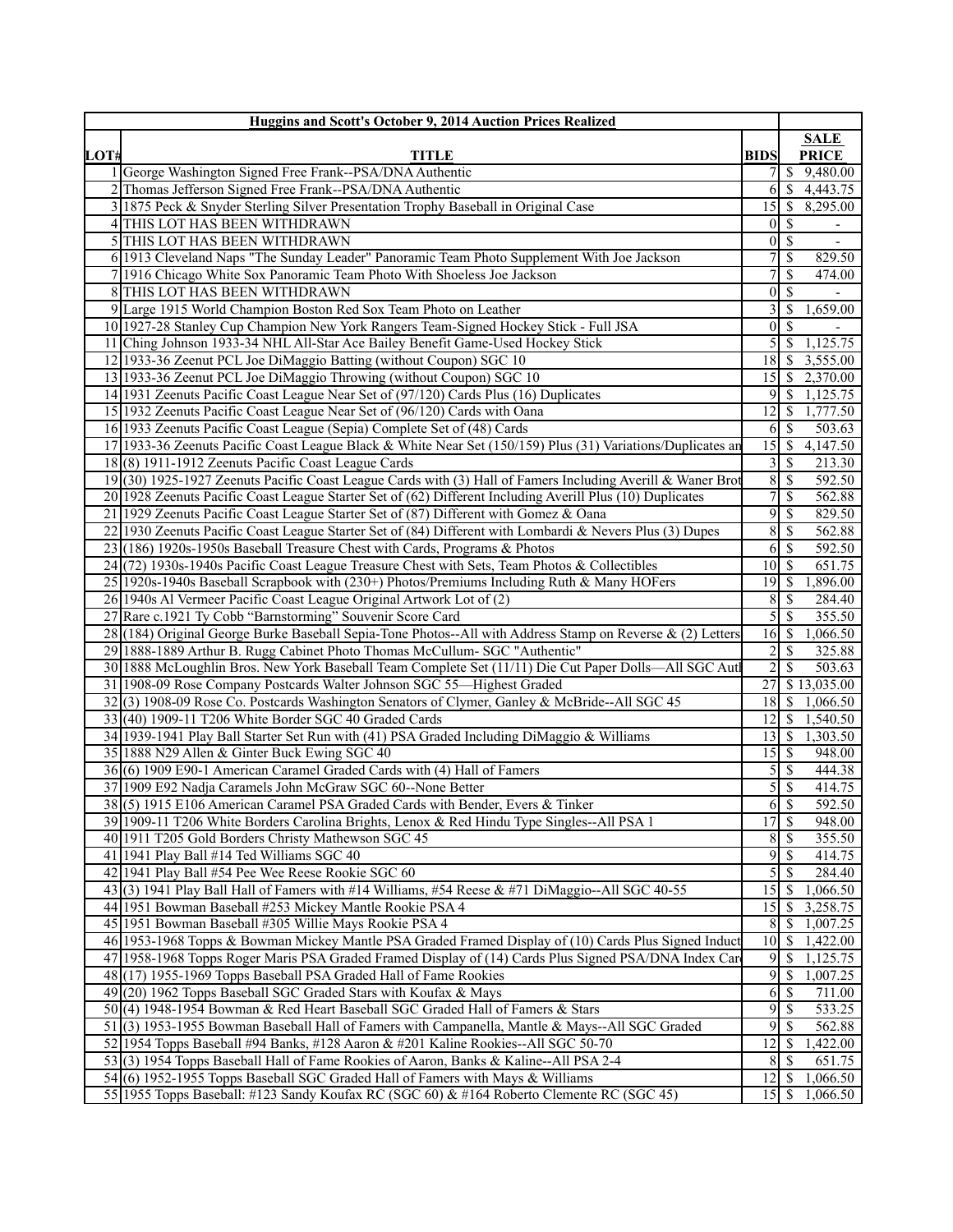| Huggins and Scott's October 9, 2014 Auction Prices Realized | | | |
|---|---|---|---|
| LOT# | TITLE | BIDS | SALE PRICE |
| 1 | George Washington Signed Free Frank--PSA/DNA Authentic | 7 | $ 9,480.00 |
| 2 | Thomas Jefferson Signed Free Frank--PSA/DNA Authentic | 6 | $ 4,443.75 |
| 3 | 1875 Peck & Snyder Sterling Silver Presentation Trophy Baseball in Original Case | 15 | $ 8,295.00 |
| 4 | THIS LOT HAS BEEN WITHDRAWN | 0 | $ - |
| 5 | THIS LOT HAS BEEN WITHDRAWN | 0 | $ - |
| 6 | 1913 Cleveland Naps "The Sunday Leader" Panoramic Team Photo Supplement With Joe Jackson | 7 | $ 829.50 |
| 7 | 1916 Chicago White Sox Panoramic Team Photo With Shoeless Joe Jackson | 7 | $ 474.00 |
| 8 | THIS LOT HAS BEEN WITHDRAWN | 0 | $ - |
| 9 | Large 1915 World Champion Boston Red Sox Team Photo on Leather | 3 | $ 1,659.00 |
| 10 | 1927-28 Stanley Cup Champion New York Rangers Team-Signed Hockey Stick - Full JSA | 0 | $ - |
| 11 | Ching Johnson 1933-34 NHL All-Star Ace Bailey Benefit Game-Used Hockey Stick | 5 | $ 1,125.75 |
| 12 | 1933-36 Zeenut PCL Joe DiMaggio Batting (without Coupon) SGC 10 | 18 | $ 3,555.00 |
| 13 | 1933-36 Zeenut PCL Joe DiMaggio Throwing (without Coupon) SGC 10 | 15 | $ 2,370.00 |
| 14 | 1931 Zeenuts Pacific Coast League Near Set of (97/120) Cards Plus (16) Duplicates | 9 | $ 1,125.75 |
| 15 | 1932 Zeenuts Pacific Coast League Near Set of (96/120) Cards with Oana | 12 | $ 1,777.50 |
| 16 | 1933 Zeenuts Pacific Coast League (Sepia) Complete Set of (48) Cards | 6 | $ 503.63 |
| 17 | 1933-36 Zeenuts Pacific Coast League Black & White Near Set (150/159) Plus (31) Variations/Duplicates an | 15 | $ 4,147.50 |
| 18 | (8) 1911-1912 Zeenuts Pacific Coast League Cards | 3 | $ 213.30 |
| 19 | (30) 1925-1927 Zeenuts Pacific Coast League Cards with (3) Hall of Famers Including Averill & Waner Brot | 8 | $ 592.50 |
| 20 | 1928 Zeenuts Pacific Coast League Starter Set of (62) Different Including Averill Plus (10) Duplicates | 7 | $ 562.88 |
| 21 | 1929 Zeenuts Pacific Coast League Starter Set of (87) Different with Gomez & Oana | 9 | $ 829.50 |
| 22 | 1930 Zeenuts Pacific Coast League Starter Set of (84) Different with Lombardi & Nevers Plus (3) Dupes | 8 | $ 562.88 |
| 23 | (186) 1920s-1950s Baseball Treasure Chest with Cards, Programs & Photos | 6 | $ 592.50 |
| 24 | (72) 1930s-1940s Pacific Coast League Treasure Chest with Sets, Team Photos & Collectibles | 10 | $ 651.75 |
| 25 | 1920s-1940s Baseball Scrapbook with (230+) Photos/Premiums Including Ruth & Many HOFers | 19 | $ 1,896.00 |
| 26 | 1940s Al Vermeer Pacific Coast League Original Artwork Lot of (2) | 8 | $ 284.40 |
| 27 | Rare c.1921 Ty Cobb "Barnstorming" Souvenir Score Card | 5 | $ 355.50 |
| 28 | (184) Original George Burke Baseball Sepia-Tone Photos--All with Address Stamp on Reverse & (2) Letters | 16 | $ 1,066.50 |
| 29 | 1888-1889 Arthur B. Rugg Cabinet Photo Thomas McCullum- SGC "Authentic" | 2 | $ 325.88 |
| 30 | 1888 McLoughlin Bros. New York Baseball Team Complete Set (11/11) Die Cut Paper Dolls—All SGC Autl | 2 | $ 503.63 |
| 31 | 1908-09 Rose Company Postcards Walter Johnson SGC 55—Highest Graded | 27 | $ 13,035.00 |
| 32 | (3) 1908-09 Rose Co. Postcards Washington Senators of Clymer, Ganley & McBride--All SGC 45 | 18 | $ 1,066.50 |
| 33 | (40) 1909-11 T206 White Border SGC 40 Graded Cards | 12 | $ 1,540.50 |
| 34 | 1939-1941 Play Ball Starter Set Run with (41) PSA Graded Including DiMaggio & Williams | 13 | $ 1,303.50 |
| 35 | 1888 N29 Allen & Ginter Buck Ewing SGC 40 | 15 | $ 948.00 |
| 36 | (6) 1909 E90-1 American Caramel Graded Cards with (4) Hall of Famers | 5 | $ 444.38 |
| 37 | 1909 E92 Nadja Caramels John McGraw SGC 60--None Better | 5 | $ 414.75 |
| 38 | (5) 1915 E106 American Caramel PSA Graded Cards with Bender, Evers & Tinker | 6 | $ 592.50 |
| 39 | 1909-11 T206 White Borders Carolina Brights, Lenox & Red Hindu Type Singles--All PSA 1 | 17 | $ 948.00 |
| 40 | 1911 T205 Gold Borders Christy Mathewson SGC 45 | 8 | $ 355.50 |
| 41 | 1941 Play Ball #14 Ted Williams SGC 40 | 9 | $ 414.75 |
| 42 | 1941 Play Ball #54 Pee Wee Reese Rookie SGC 60 | 5 | $ 284.40 |
| 43 | (3) 1941 Play Ball Hall of Famers with #14 Williams, #54 Reese & #71 DiMaggio--All SGC 40-55 | 15 | $ 1,066.50 |
| 44 | 1951 Bowman Baseball #253 Mickey Mantle Rookie PSA 4 | 15 | $ 3,258.75 |
| 45 | 1951 Bowman Baseball #305 Willie Mays Rookie PSA 4 | 8 | $ 1,007.25 |
| 46 | 1953-1968 Topps & Bowman Mickey Mantle PSA Graded Framed Display of (10) Cards Plus Signed Induct | 10 | $ 1,422.00 |
| 47 | 1958-1968 Topps Roger Maris PSA Graded Framed Display of (14) Cards Plus Signed PSA/DNA Index Card | 9 | $ 1,125.75 |
| 48 | (17) 1955-1969 Topps Baseball PSA Graded Hall of Fame Rookies | 9 | $ 1,007.25 |
| 49 | (20) 1962 Topps Baseball SGC Graded Stars with Koufax & Mays | 6 | $ 711.00 |
| 50 | (4) 1948-1954 Bowman & Red Heart Baseball SGC Graded Hall of Famers & Stars | 9 | $ 533.25 |
| 51 | (3) 1953-1955 Bowman Baseball Hall of Famers with Campanella, Mantle & Mays--All SGC Graded | 9 | $ 562.88 |
| 52 | 1954 Topps Baseball #94 Banks, #128 Aaron & #201 Kaline Rookies--All SGC 50-70 | 12 | $ 1,422.00 |
| 53 | (3) 1954 Topps Baseball Hall of Fame Rookies of Aaron, Banks & Kaline--All PSA 2-4 | 8 | $ 651.75 |
| 54 | (6) 1952-1955 Topps Baseball SGC Graded Hall of Famers with Mays & Williams | 12 | $ 1,066.50 |
| 55 | 1955 Topps Baseball: #123 Sandy Koufax RC (SGC 60) & #164 Roberto Clemente RC (SGC 45) | 15 | $ 1,066.50 |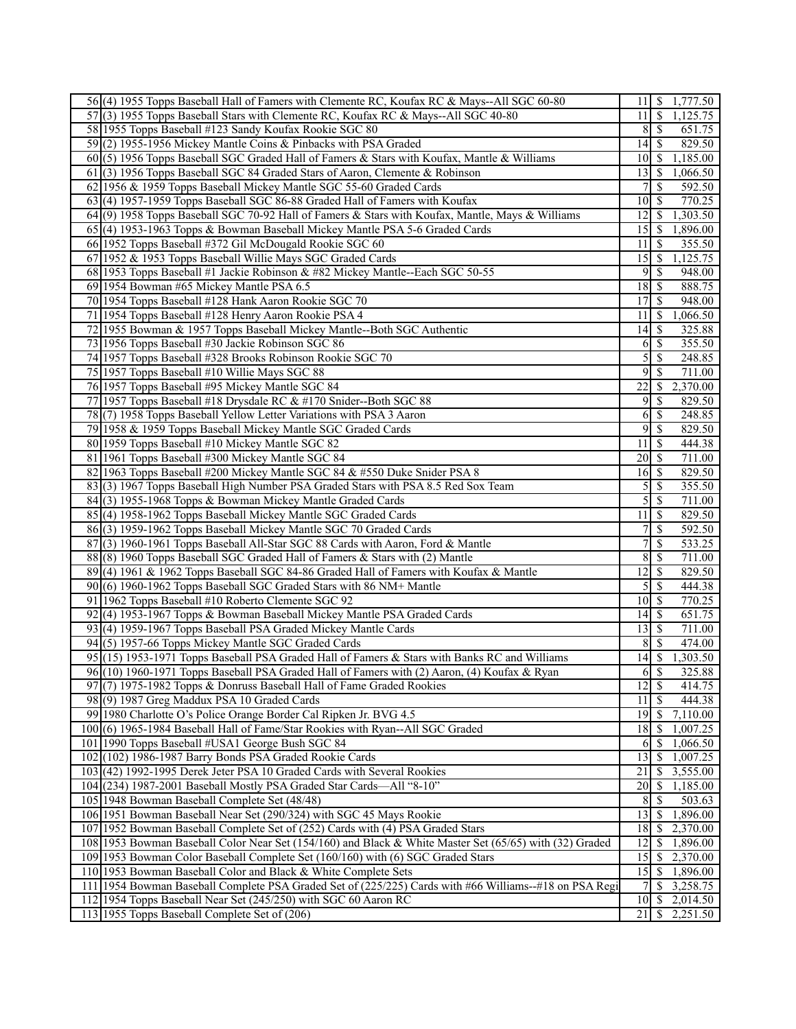| | | | |
|---|---|---|---|
| 56 | (4) 1955 Topps Baseball Hall of Famers with Clemente RC, Koufax RC & Mays--All SGC 60-80 | 11 | $ 1,777.50 |
| 57 | (3) 1955 Topps Baseball Stars with Clemente RC, Koufax RC & Mays--All SGC 40-80 | 11 | $ 1,125.75 |
| 58 | 1955 Topps Baseball #123 Sandy Koufax Rookie SGC 80 | 8 | $ 651.75 |
| 59 | (2) 1955-1956 Mickey Mantle Coins & Pinbacks with PSA Graded | 14 | $ 829.50 |
| 60 | (5) 1956 Topps Baseball SGC Graded Hall of Famers & Stars with Koufax, Mantle & Williams | 10 | $ 1,185.00 |
| 61 | (3) 1956 Topps Baseball SGC 84 Graded Stars of Aaron, Clemente & Robinson | 13 | $ 1,066.50 |
| 62 | 1956 & 1959 Topps Baseball Mickey Mantle SGC 55-60 Graded Cards | 7 | $ 592.50 |
| 63 | (4) 1957-1959 Topps Baseball SGC 86-88 Graded Hall of Famers with Koufax | 10 | $ 770.25 |
| 64 | (9) 1958 Topps Baseball SGC 70-92 Hall of Famers & Stars with Koufax, Mantle, Mays & Williams | 12 | $ 1,303.50 |
| 65 | (4) 1953-1963 Topps & Bowman Baseball Mickey Mantle PSA 5-6 Graded Cards | 15 | $ 1,896.00 |
| 66 | 1952 Topps Baseball #372 Gil McDougald Rookie SGC 60 | 11 | $ 355.50 |
| 67 | 1952 & 1953 Topps Baseball Willie Mays SGC Graded Cards | 15 | $ 1,125.75 |
| 68 | 1953 Topps Baseball #1 Jackie Robinson & #82 Mickey Mantle--Each SGC 50-55 | 9 | $ 948.00 |
| 69 | 1954 Bowman #65 Mickey Mantle PSA 6.5 | 18 | $ 888.75 |
| 70 | 1954 Topps Baseball #128 Hank Aaron Rookie SGC 70 | 17 | $ 948.00 |
| 71 | 1954 Topps Baseball #128 Henry Aaron Rookie PSA 4 | 11 | $ 1,066.50 |
| 72 | 1955 Bowman & 1957 Topps Baseball Mickey Mantle--Both SGC Authentic | 14 | $ 325.88 |
| 73 | 1956 Topps Baseball #30 Jackie Robinson SGC 86 | 6 | $ 355.50 |
| 74 | 1957 Topps Baseball #328 Brooks Robinson Rookie SGC 70 | 5 | $ 248.85 |
| 75 | 1957 Topps Baseball #10 Willie Mays SGC 88 | 9 | $ 711.00 |
| 76 | 1957 Topps Baseball #95 Mickey Mantle SGC 84 | 22 | $ 2,370.00 |
| 77 | 1957 Topps Baseball #18 Drysdale RC & #170 Snider--Both SGC 88 | 9 | $ 829.50 |
| 78 | (7) 1958 Topps Baseball Yellow Letter Variations with PSA 3 Aaron | 6 | $ 248.85 |
| 79 | 1958 & 1959 Topps Baseball Mickey Mantle SGC Graded Cards | 9 | $ 829.50 |
| 80 | 1959 Topps Baseball #10 Mickey Mantle SGC 82 | 11 | $ 444.38 |
| 81 | 1961 Topps Baseball #300 Mickey Mantle SGC 84 | 20 | $ 711.00 |
| 82 | 1963 Topps Baseball #200 Mickey Mantle SGC 84 & #550 Duke Snider PSA 8 | 16 | $ 829.50 |
| 83 | (3) 1967 Topps Baseball High Number PSA Graded Stars with PSA 8.5 Red Sox Team | 5 | $ 355.50 |
| 84 | (3) 1955-1968 Topps & Bowman Mickey Mantle Graded Cards | 5 | $ 711.00 |
| 85 | (4) 1958-1962 Topps Baseball Mickey Mantle SGC Graded Cards | 11 | $ 829.50 |
| 86 | (3) 1959-1962 Topps Baseball Mickey Mantle SGC 70 Graded Cards | 7 | $ 592.50 |
| 87 | (3) 1960-1961 Topps Baseball All-Star SGC 88 Cards with Aaron, Ford & Mantle | 7 | $ 533.25 |
| 88 | (8) 1960 Topps Baseball SGC Graded Hall of Famers & Stars with (2) Mantle | 8 | $ 711.00 |
| 89 | (4) 1961 & 1962 Topps Baseball SGC 84-86 Graded Hall of Famers with Koufax & Mantle | 12 | $ 829.50 |
| 90 | (6) 1960-1962 Topps Baseball SGC Graded Stars with 86 NM+ Mantle | 5 | $ 444.38 |
| 91 | 1962 Topps Baseball #10 Roberto Clemente SGC 92 | 10 | $ 770.25 |
| 92 | (4) 1953-1967 Topps & Bowman Baseball Mickey Mantle PSA Graded Cards | 14 | $ 651.75 |
| 93 | (4) 1959-1967 Topps Baseball PSA Graded Mickey Mantle Cards | 13 | $ 711.00 |
| 94 | (5) 1957-66 Topps Mickey Mantle SGC Graded Cards | 8 | $ 474.00 |
| 95 | (15) 1953-1971 Topps Baseball PSA Graded Hall of Famers & Stars with Banks RC and Williams | 14 | $ 1,303.50 |
| 96 | (10) 1960-1971 Topps Baseball PSA Graded Hall of Famers with (2) Aaron, (4) Koufax & Ryan | 6 | $ 325.88 |
| 97 | (7) 1975-1982 Topps & Donruss Baseball Hall of Fame Graded Rookies | 12 | $ 414.75 |
| 98 | (9) 1987 Greg Maddux PSA 10 Graded Cards | 11 | $ 444.38 |
| 99 | 1980 Charlotte O's Police Orange Border Cal Ripken Jr. BVG 4.5 | 19 | $ 7,110.00 |
| 100 | (6) 1965-1984 Baseball Hall of Fame/Star Rookies with Ryan--All SGC Graded | 18 | $ 1,007.25 |
| 101 | 1990 Topps Baseball #USA1 George Bush SGC 84 | 6 | $ 1,066.50 |
| 102 | (102) 1986-1987 Barry Bonds PSA Graded Rookie Cards | 13 | $ 1,007.25 |
| 103 | (42) 1992-1995 Derek Jeter PSA 10 Graded Cards with Several Rookies | 21 | $ 3,555.00 |
| 104 | (234) 1987-2001 Baseball Mostly PSA Graded Star Cards—All "8-10" | 20 | $ 1,185.00 |
| 105 | 1948 Bowman Baseball Complete Set (48/48) | 8 | $ 503.63 |
| 106 | 1951 Bowman Baseball Near Set (290/324) with SGC 45 Mays Rookie | 13 | $ 1,896.00 |
| 107 | 1952 Bowman Baseball Complete Set of (252) Cards with (4) PSA Graded Stars | 18 | $ 2,370.00 |
| 108 | 1953 Bowman Baseball Color Near Set (154/160) and Black & White Master Set (65/65) with (32) Graded | 12 | $ 1,896.00 |
| 109 | 1953 Bowman Color Baseball Complete Set (160/160) with (6) SGC Graded Stars | 15 | $ 2,370.00 |
| 110 | 1953 Bowman Baseball Color and Black & White Complete Sets | 15 | $ 1,896.00 |
| 111 | 1954 Bowman Baseball Complete PSA Graded Set of (225/225) Cards with #66 Williams--#18 on PSA Regi | 7 | $ 3,258.75 |
| 112 | 1954 Topps Baseball Near Set (245/250) with SGC 60 Aaron RC | 10 | $ 2,014.50 |
| 113 | 1955 Topps Baseball Complete Set of (206) | 21 | $ 2,251.50 |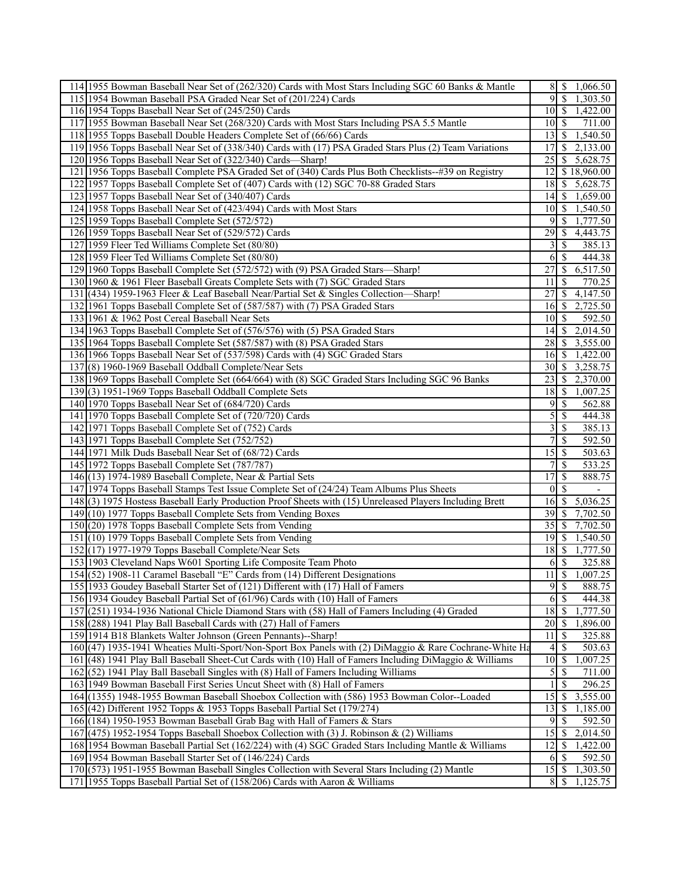| | | | |
|---|---|---|---|
| 114 | 1955 Bowman Baseball Near Set of (262/320) Cards with Most Stars Including SGC 60 Banks & Mantle | 8 | $ 1,066.50 |
| 115 | 1954 Bowman Baseball PSA Graded Near Set of (201/224) Cards | 9 | $ 1,303.50 |
| 116 | 1954 Topps Baseball Near Set of (245/250) Cards | 10 | $ 1,422.00 |
| 117 | 1955 Bowman Baseball Near Set (268/320) Cards with Most Stars Including PSA 5.5 Mantle | 10 | $ 711.00 |
| 118 | 1955 Topps Baseball Double Headers Complete Set of (66/66) Cards | 13 | $ 1,540.50 |
| 119 | 1956 Topps Baseball Near Set of (338/340) Cards with (17) PSA Graded Stars Plus (2) Team Variations | 17 | $ 2,133.00 |
| 120 | 1956 Topps Baseball Near Set of (322/340) Cards—Sharp! | 25 | $ 5,628.75 |
| 121 | 1956 Topps Baseball Complete PSA Graded Set of (340) Cards Plus Both Checklists--#39 on Registry | 12 | $ 18,960.00 |
| 122 | 1957 Topps Baseball Complete Set of (407) Cards with (12) SGC 70-88 Graded Stars | 18 | $ 5,628.75 |
| 123 | 1957 Topps Baseball Near Set of (340/407) Cards | 14 | $ 1,659.00 |
| 124 | 1958 Topps Baseball Near Set of (423/494) Cards with Most Stars | 10 | $ 1,540.50 |
| 125 | 1959 Topps Baseball Complete Set (572/572) | 9 | $ 1,777.50 |
| 126 | 1959 Topps Baseball Near Set of (529/572) Cards | 29 | $ 4,443.75 |
| 127 | 1959 Fleer Ted Williams Complete Set (80/80) | 3 | $ 385.13 |
| 128 | 1959 Fleer Ted Williams Complete Set (80/80) | 6 | $ 444.38 |
| 129 | 1960 Topps Baseball Complete Set (572/572) with (9) PSA Graded Stars—Sharp! | 27 | $ 6,517.50 |
| 130 | 1960 & 1961 Fleer Baseball Greats Complete Sets with (7) SGC Graded Stars | 11 | $ 770.25 |
| 131 | (434) 1959-1963 Fleer & Leaf Baseball Near/Partial Set & Singles Collection—Sharp! | 27 | $ 4,147.50 |
| 132 | 1961 Topps Baseball Complete Set of (587/587) with (7) PSA Graded Stars | 16 | $ 2,725.50 |
| 133 | 1961 & 1962 Post Cereal Baseball Near Sets | 10 | $ 592.50 |
| 134 | 1963 Topps Baseball Complete Set of (576/576) with (5) PSA Graded Stars | 14 | $ 2,014.50 |
| 135 | 1964 Topps Baseball Complete Set of (587/587) with (8) PSA Graded Stars | 28 | $ 3,555.00 |
| 136 | 1966 Topps Baseball Near Set of (537/598) Cards with (4) SGC Graded Stars | 16 | $ 1,422.00 |
| 137 | (8) 1960-1969 Baseball Oddball Complete/Near Sets | 30 | $ 3,258.75 |
| 138 | 1969 Topps Baseball Complete Set (664/664) with (8) SGC Graded Stars Including SGC 96 Banks | 23 | $ 2,370.00 |
| 139 | (3) 1951-1969 Topps Baseball Oddball Complete Sets | 18 | $ 1,007.25 |
| 140 | 1970 Topps Baseball Near Set of (684/720) Cards | 9 | $ 562.88 |
| 141 | 1970 Topps Baseball Complete Set of (720/720) Cards | 5 | $ 444.38 |
| 142 | 1971 Topps Baseball Complete Set of (752) Cards | 3 | $ 385.13 |
| 143 | 1971 Topps Baseball Complete Set (752/752) | 7 | $ 592.50 |
| 144 | 1971 Milk Duds Baseball Near Set of (68/72) Cards | 15 | $ 503.63 |
| 145 | 1972 Topps Baseball Complete Set (787/787) | 7 | $ 533.25 |
| 146 | (13) 1974-1989 Baseball Complete, Near & Partial Sets | 17 | $ 888.75 |
| 147 | 1974 Topps Baseball Stamps Test Issue Complete Set of (24/24) Team Albums Plus Sheets | 0 | $ - |
| 148 | (3) 1975 Hostess Baseball Early Production Proof Sheets with (15) Unreleased Players Including Brett | 16 | $ 5,036.25 |
| 149 | (10) 1977 Topps Baseball Complete Sets from Vending Boxes | 39 | $ 7,702.50 |
| 150 | (20) 1978 Topps Baseball Complete Sets from Vending | 35 | $ 7,702.50 |
| 151 | (10) 1979 Topps Baseball Complete Sets from Vending | 19 | $ 1,540.50 |
| 152 | (17) 1977-1979 Topps Baseball Complete/Near Sets | 18 | $ 1,777.50 |
| 153 | 1903 Cleveland Naps W601 Sporting Life Composite Team Photo | 6 | $ 325.88 |
| 154 | (52) 1908-11 Caramel Baseball "E" Cards from (14) Different Designations | 11 | $ 1,007.25 |
| 155 | 1933 Goudey Baseball Starter Set of (121) Different with (17) Hall of Famers | 9 | $ 888.75 |
| 156 | 1934 Goudey Baseball Partial Set of (61/96) Cards with (10) Hall of Famers | 6 | $ 444.38 |
| 157 | (251) 1934-1936 National Chicle Diamond Stars with (58) Hall of Famers Including (4) Graded | 18 | $ 1,777.50 |
| 158 | (288) 1941 Play Ball Baseball Cards with (27) Hall of Famers | 20 | $ 1,896.00 |
| 159 | 1914 B18 Blankets Walter Johnson (Green Pennants)--Sharp! | 11 | $ 325.88 |
| 160 | (47) 1935-1941 Wheaties Multi-Sport/Non-Sport Box Panels with (2) DiMaggio & Rare Cochrane-White Ha | 4 | $ 503.63 |
| 161 | (48) 1941 Play Ball Baseball Sheet-Cut Cards with (10) Hall of Famers Including DiMaggio & Williams | 10 | $ 1,007.25 |
| 162 | (52) 1941 Play Ball Baseball Singles with (8) Hall of Famers Including Williams | 5 | $ 711.00 |
| 163 | 1949 Bowman Baseball First Series Uncut Sheet with (8) Hall of Famers | 1 | $ 296.25 |
| 164 | (1355) 1948-1955 Bowman Baseball Shoebox Collection with (586) 1953 Bowman Color--Loaded | 15 | $ 3,555.00 |
| 165 | (42) Different 1952 Topps & 1953 Topps Baseball Partial Set (179/274) | 13 | $ 1,185.00 |
| 166 | (184) 1950-1953 Bowman Baseball Grab Bag with Hall of Famers & Stars | 9 | $ 592.50 |
| 167 | (475) 1952-1954 Topps Baseball Shoebox Collection with (3) J. Robinson & (2) Williams | 15 | $ 2,014.50 |
| 168 | 1954 Bowman Baseball Partial Set (162/224) with (4) SGC Graded Stars Including Mantle & Williams | 12 | $ 1,422.00 |
| 169 | 1954 Bowman Baseball Starter Set of (146/224) Cards | 6 | $ 592.50 |
| 170 | (573) 1951-1955 Bowman Baseball Singles Collection with Several Stars Including (2) Mantle | 15 | $ 1,303.50 |
| 171 | 1955 Topps Baseball Partial Set of (158/206) Cards with Aaron & Williams | 8 | $ 1,125.75 |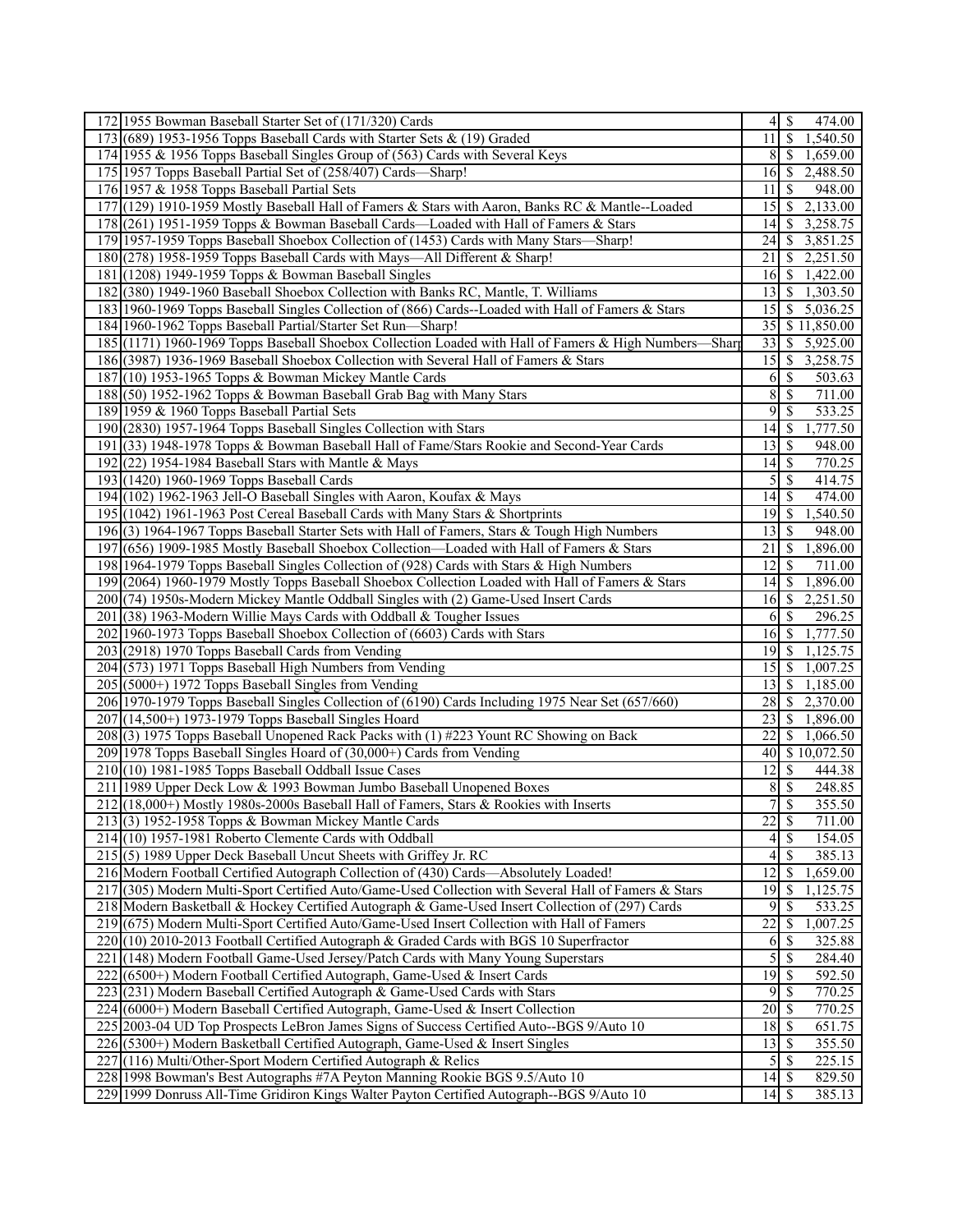| | | | |
|---|---|---|---|
| 172 | 1955 Bowman Baseball Starter Set of (171/320) Cards | 4 | $ 474.00 |
| 173 | (689) 1953-1956 Topps Baseball Cards with Starter Sets & (19) Graded | 11 | $ 1,540.50 |
| 174 | 1955 & 1956 Topps Baseball Singles Group of (563) Cards with Several Keys | 8 | $ 1,659.00 |
| 175 | 1957 Topps Baseball Partial Set of (258/407) Cards—Sharp! | 16 | $ 2,488.50 |
| 176 | 1957 & 1958 Topps Baseball Partial Sets | 11 | $ 948.00 |
| 177 | (129) 1910-1959 Mostly Baseball Hall of Famers & Stars with Aaron, Banks RC & Mantle--Loaded | 15 | $ 2,133.00 |
| 178 | (261) 1951-1959 Topps & Bowman Baseball Cards—Loaded with Hall of Famers & Stars | 14 | $ 3,258.75 |
| 179 | 1957-1959 Topps Baseball Shoebox Collection of (1453) Cards with Many Stars—Sharp! | 24 | $ 3,851.25 |
| 180 | (278) 1958-1959 Topps Baseball Cards with Mays—All Different & Sharp! | 21 | $ 2,251.50 |
| 181 | (1208) 1949-1959 Topps & Bowman Baseball Singles | 16 | $ 1,422.00 |
| 182 | (380) 1949-1960 Baseball Shoebox Collection with Banks RC, Mantle, T. Williams | 13 | $ 1,303.50 |
| 183 | 1960-1969 Topps Baseball Singles Collection of (866) Cards--Loaded with Hall of Famers & Stars | 15 | $ 5,036.25 |
| 184 | 1960-1962 Topps Baseball Partial/Starter Set Run—Sharp! | 35 | $ 11,850.00 |
| 185 | (1171) 1960-1969 Topps Baseball Shoebox Collection Loaded with Hall of Famers & High Numbers—Sharp | 33 | $ 5,925.00 |
| 186 | (3987) 1936-1969 Baseball Shoebox Collection with Several Hall of Famers & Stars | 15 | $ 3,258.75 |
| 187 | (10) 1953-1965 Topps & Bowman Mickey Mantle Cards | 6 | $ 503.63 |
| 188 | (50) 1952-1962 Topps & Bowman Baseball Grab Bag with Many Stars | 8 | $ 711.00 |
| 189 | 1959 & 1960 Topps Baseball Partial Sets | 9 | $ 533.25 |
| 190 | (2830) 1957-1964 Topps Baseball Singles Collection with Stars | 14 | $ 1,777.50 |
| 191 | (33) 1948-1978 Topps & Bowman Baseball Hall of Fame/Stars Rookie and Second-Year Cards | 13 | $ 948.00 |
| 192 | (22) 1954-1984 Baseball Stars with Mantle & Mays | 14 | $ 770.25 |
| 193 | (1420) 1960-1969 Topps Baseball Cards | 5 | $ 414.75 |
| 194 | (102) 1962-1963 Jell-O Baseball Singles with Aaron, Koufax & Mays | 14 | $ 474.00 |
| 195 | (1042) 1961-1963 Post Cereal Baseball Cards with Many Stars & Shortprints | 19 | $ 1,540.50 |
| 196 | (3) 1964-1967 Topps Baseball Starter Sets with Hall of Famers, Stars & Tough High Numbers | 13 | $ 948.00 |
| 197 | (656) 1909-1985 Mostly Baseball Shoebox Collection—Loaded with Hall of Famers & Stars | 21 | $ 1,896.00 |
| 198 | 1964-1979 Topps Baseball Singles Collection of (928) Cards with Stars & High Numbers | 12 | $ 711.00 |
| 199 | (2064) 1960-1979 Mostly Topps Baseball Shoebox Collection Loaded with Hall of Famers & Stars | 14 | $ 1,896.00 |
| 200 | (74) 1950s-Modern Mickey Mantle Oddball Singles with (2) Game-Used Insert Cards | 16 | $ 2,251.50 |
| 201 | (38) 1963-Modern Willie Mays Cards with Oddball & Tougher Issues | 6 | $ 296.25 |
| 202 | 1960-1973 Topps Baseball Shoebox Collection of (6603) Cards with Stars | 16 | $ 1,777.50 |
| 203 | (2918) 1970 Topps Baseball Cards from Vending | 19 | $ 1,125.75 |
| 204 | (573) 1971 Topps Baseball High Numbers from Vending | 15 | $ 1,007.25 |
| 205 | (5000+) 1972 Topps Baseball Singles from Vending | 13 | $ 1,185.00 |
| 206 | 1970-1979 Topps Baseball Singles Collection of (6190) Cards Including 1975 Near Set (657/660) | 28 | $ 2,370.00 |
| 207 | (14,500+) 1973-1979 Topps Baseball Singles Hoard | 23 | $ 1,896.00 |
| 208 | (3) 1975 Topps Baseball Unopened Rack Packs with (1) #223 Yount RC Showing on Back | 22 | $ 1,066.50 |
| 209 | 1978 Topps Baseball Singles Hoard of (30,000+) Cards from Vending | 40 | $ 10,072.50 |
| 210 | (10) 1981-1985 Topps Baseball Oddball Issue Cases | 12 | $ 444.38 |
| 211 | 1989 Upper Deck Low & 1993 Bowman Jumbo Baseball Unopened Boxes | 8 | $ 248.85 |
| 212 | (18,000+) Mostly 1980s-2000s Baseball Hall of Famers, Stars & Rookies with Inserts | 7 | $ 355.50 |
| 213 | (3) 1952-1958 Topps & Bowman Mickey Mantle Cards | 22 | $ 711.00 |
| 214 | (10) 1957-1981 Roberto Clemente Cards with Oddball | 4 | $ 154.05 |
| 215 | (5) 1989 Upper Deck Baseball Uncut Sheets with Griffey Jr. RC | 4 | $ 385.13 |
| 216 | Modern Football Certified Autograph Collection of (430) Cards—Absolutely Loaded! | 12 | $ 1,659.00 |
| 217 | (305) Modern Multi-Sport Certified Auto/Game-Used Collection with Several Hall of Famers & Stars | 19 | $ 1,125.75 |
| 218 | Modern Basketball & Hockey Certified Autograph & Game-Used Insert Collection of (297) Cards | 9 | $ 533.25 |
| 219 | (675) Modern Multi-Sport Certified Auto/Game-Used Insert Collection with Hall of Famers | 22 | $ 1,007.25 |
| 220 | (10) 2010-2013 Football Certified Autograph & Graded Cards with BGS 10 Superfractor | 6 | $ 325.88 |
| 221 | (148) Modern Football Game-Used Jersey/Patch Cards with Many Young Superstars | 5 | $ 284.40 |
| 222 | (6500+) Modern Football Certified Autograph, Game-Used & Insert Cards | 19 | $ 592.50 |
| 223 | (231) Modern Baseball Certified Autograph & Game-Used Cards with Stars | 9 | $ 770.25 |
| 224 | (6000+) Modern Baseball Certified Autograph, Game-Used & Insert Collection | 20 | $ 770.25 |
| 225 | 2003-04 UD Top Prospects LeBron James Signs of Success Certified Auto--BGS 9/Auto 10 | 18 | $ 651.75 |
| 226 | (5300+) Modern Basketball Certified Autograph, Game-Used & Insert Singles | 13 | $ 355.50 |
| 227 | (116) Multi/Other-Sport Modern Certified Autograph & Relics | 5 | $ 225.15 |
| 228 | 1998 Bowman's Best Autographs #7A Peyton Manning Rookie BGS 9.5/Auto 10 | 14 | $ 829.50 |
| 229 | 1999 Donruss All-Time Gridiron Kings Walter Payton Certified Autograph--BGS 9/Auto 10 | 14 | $ 385.13 |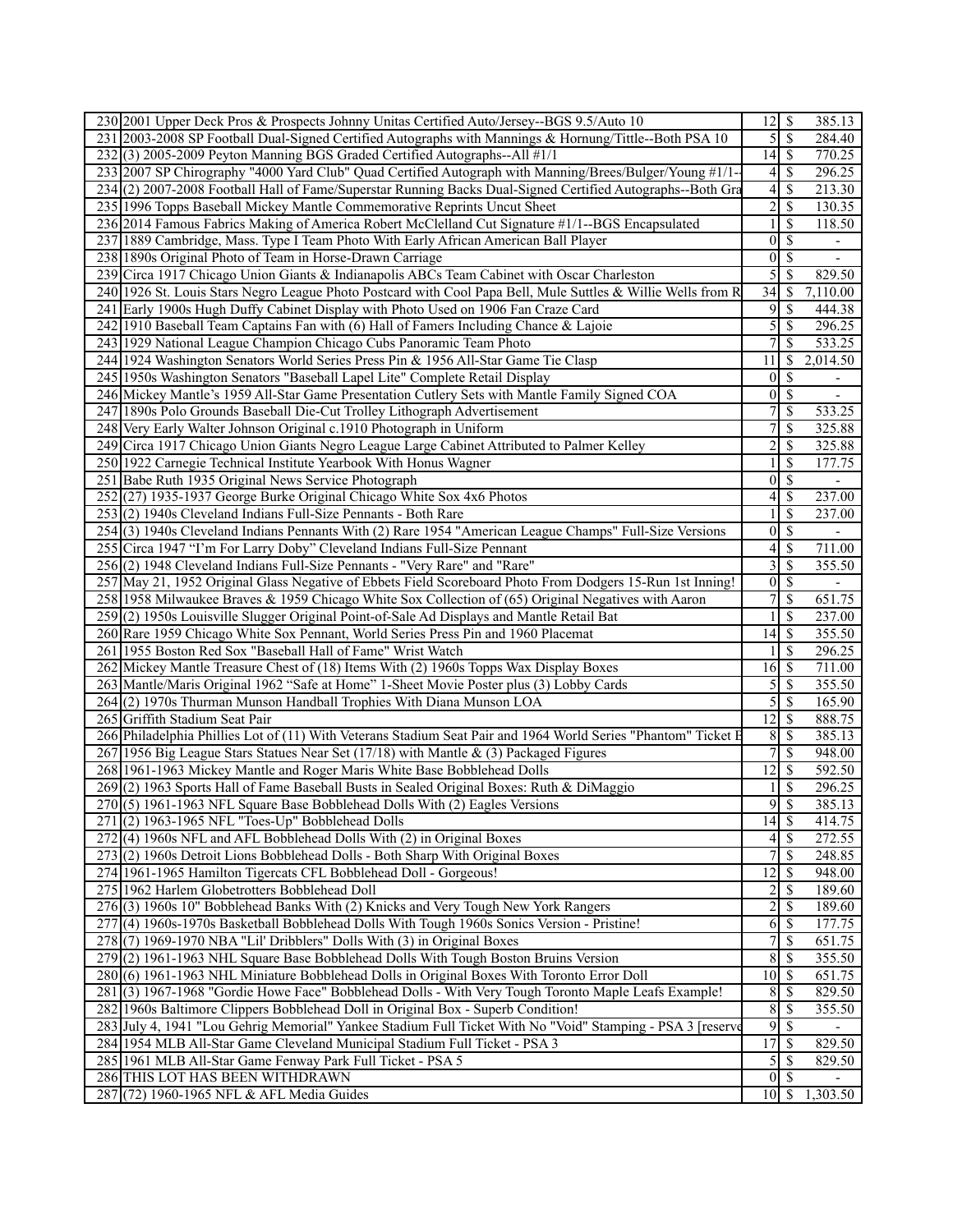| | | | | |
|---|---|---|---|---|
| 230 | 2001 Upper Deck Pros & Prospects Johnny Unitas Certified Auto/Jersey--BGS 9.5/Auto 10 | 12 | $ | 385.13 |
| 231 | 2003-2008 SP Football Dual-Signed Certified Autographs with Mannings & Hornung/Tittle--Both PSA 10 | 5 | $ | 284.40 |
| 232 | (3) 2005-2009 Peyton Manning BGS Graded Certified Autographs--All #1/1 | 14 | $ | 770.25 |
| 233 | 2007 SP Chirography "4000 Yard Club" Quad Certified Autograph with Manning/Brees/Bulger/Young #1/1- | 4 | $ | 296.25 |
| 234 | (2) 2007-2008 Football Hall of Fame/Superstar Running Backs Dual-Signed Certified Autographs--Both Gra | 4 | $ | 213.30 |
| 235 | 1996 Topps Baseball Mickey Mantle Commemorative Reprints Uncut Sheet | 2 | $ | 130.35 |
| 236 | 2014 Famous Fabrics Making of America Robert McClelland Cut Signature #1/1--BGS Encapsulated | 1 | $ | 118.50 |
| 237 | 1889 Cambridge, Mass. Type I Team Photo With Early African American Ball Player | 0 | $ | - |
| 238 | 1890s Original Photo of Team in Horse-Drawn Carriage | 0 | $ | - |
| 239 | Circa 1917 Chicago Union Giants & Indianapolis ABCs Team Cabinet with Oscar Charleston | 5 | $ | 829.50 |
| 240 | 1926 St. Louis Stars Negro League Photo Postcard with Cool Papa Bell, Mule Suttles & Willie Wells from R | 34 | $ | 7,110.00 |
| 241 | Early 1900s Hugh Duffy Cabinet Display with Photo Used on 1906 Fan Craze Card | 9 | $ | 444.38 |
| 242 | 1910 Baseball Team Captains Fan with (6) Hall of Famers Including Chance & Lajoie | 5 | $ | 296.25 |
| 243 | 1929 National League Champion Chicago Cubs Panoramic Team Photo | 7 | $ | 533.25 |
| 244 | 1924 Washington Senators World Series Press Pin & 1956 All-Star Game Tie Clasp | 11 | $ | 2,014.50 |
| 245 | 1950s Washington Senators "Baseball Lapel Lite" Complete Retail Display | 0 | $ | - |
| 246 | Mickey Mantle's 1959 All-Star Game Presentation Cutlery Sets with Mantle Family Signed COA | 0 | $ | - |
| 247 | 1890s Polo Grounds Baseball Die-Cut Trolley Lithograph Advertisement | 7 | $ | 533.25 |
| 248 | Very Early Walter Johnson Original c.1910 Photograph in Uniform | 7 | $ | 325.88 |
| 249 | Circa 1917 Chicago Union Giants Negro League Large Cabinet Attributed to Palmer Kelley | 2 | $ | 325.88 |
| 250 | 1922 Carnegie Technical Institute Yearbook With Honus Wagner | 1 | $ | 177.75 |
| 251 | Babe Ruth 1935 Original News Service Photograph | 0 | $ | - |
| 252 | (27) 1935-1937 George Burke Original Chicago White Sox 4x6 Photos | 4 | $ | 237.00 |
| 253 | (2) 1940s Cleveland Indians Full-Size Pennants - Both Rare | 1 | $ | 237.00 |
| 254 | (3) 1940s Cleveland Indians Pennants With (2) Rare 1954 "American League Champs" Full-Size Versions | 0 | $ | - |
| 255 | Circa 1947 "I'm For Larry Doby" Cleveland Indians Full-Size Pennant | 4 | $ | 711.00 |
| 256 | (2) 1948 Cleveland Indians Full-Size Pennants - "Very Rare" and "Rare" | 3 | $ | 355.50 |
| 257 | May 21, 1952 Original Glass Negative of Ebbets Field Scoreboard Photo From Dodgers 15-Run 1st Inning! | 0 | $ | - |
| 258 | 1958 Milwaukee Braves & 1959 Chicago White Sox Collection of (65) Original Negatives with Aaron | 7 | $ | 651.75 |
| 259 | (2) 1950s Louisville Slugger Original Point-of-Sale Ad Displays and Mantle Retail Bat | 1 | $ | 237.00 |
| 260 | Rare 1959 Chicago White Sox Pennant, World Series Press Pin and 1960 Placemat | 14 | $ | 355.50 |
| 261 | 1955 Boston Red Sox "Baseball Hall of Fame" Wrist Watch | 1 | $ | 296.25 |
| 262 | Mickey Mantle Treasure Chest of (18) Items With (2) 1960s Topps Wax Display Boxes | 16 | $ | 711.00 |
| 263 | Mantle/Maris Original 1962 "Safe at Home" 1-Sheet Movie Poster plus (3) Lobby Cards | 5 | $ | 355.50 |
| 264 | (2) 1970s Thurman Munson Handball Trophies With Diana Munson LOA | 5 | $ | 165.90 |
| 265 | Griffith Stadium Seat Pair | 12 | $ | 888.75 |
| 266 | Philadelphia Phillies Lot of (11) With Veterans Stadium Seat Pair and 1964 World Series "Phantom" Ticket E | 8 | $ | 385.13 |
| 267 | 1956 Big League Stars Statues Near Set (17/18) with Mantle & (3) Packaged Figures | 7 | $ | 948.00 |
| 268 | 1961-1963 Mickey Mantle and Roger Maris White Base Bobblehead Dolls | 12 | $ | 592.50 |
| 269 | (2) 1963 Sports Hall of Fame Baseball Busts in Sealed Original Boxes: Ruth & DiMaggio | 1 | $ | 296.25 |
| 270 | (5) 1961-1963 NFL Square Base Bobblehead Dolls With (2) Eagles Versions | 9 | $ | 385.13 |
| 271 | (2) 1963-1965 NFL "Toes-Up" Bobblehead Dolls | 14 | $ | 414.75 |
| 272 | (4) 1960s NFL and AFL Bobblehead Dolls With (2) in Original Boxes | 4 | $ | 272.55 |
| 273 | (2) 1960s Detroit Lions Bobblehead Dolls - Both Sharp With Original Boxes | 7 | $ | 248.85 |
| 274 | 1961-1965 Hamilton Tigercats CFL Bobblehead Doll - Gorgeous! | 12 | $ | 948.00 |
| 275 | 1962 Harlem Globetrotters Bobblehead Doll | 2 | $ | 189.60 |
| 276 | (3) 1960s 10" Bobblehead Banks With (2) Knicks and Very Tough New York Rangers | 2 | $ | 189.60 |
| 277 | (4) 1960s-1970s Basketball Bobblehead Dolls With Tough 1960s Sonics Version - Pristine! | 6 | $ | 177.75 |
| 278 | (7) 1969-1970 NBA "Lil' Dribblers" Dolls With (3) in Original Boxes | 7 | $ | 651.75 |
| 279 | (2) 1961-1963 NHL Square Base Bobblehead Dolls With Tough Boston Bruins Version | 8 | $ | 355.50 |
| 280 | (6) 1961-1963 NHL Miniature Bobblehead Dolls in Original Boxes With Toronto Error Doll | 10 | $ | 651.75 |
| 281 | (3) 1967-1968 "Gordie Howe Face" Bobblehead Dolls - With Very Tough Toronto Maple Leafs Example! | 8 | $ | 829.50 |
| 282 | 1960s Baltimore Clippers Bobblehead Doll in Original Box - Superb Condition! | 8 | $ | 355.50 |
| 283 | July 4, 1941 "Lou Gehrig Memorial" Yankee Stadium Full Ticket With No "Void" Stamping - PSA 3 [reserve | 9 | $ | - |
| 284 | 1954 MLB All-Star Game Cleveland Municipal Stadium Full Ticket - PSA 3 | 17 | $ | 829.50 |
| 285 | 1961 MLB All-Star Game Fenway Park Full Ticket - PSA 5 | 5 | $ | 829.50 |
| 286 | THIS LOT HAS BEEN WITHDRAWN | 0 | $ | - |
| 287 | (72) 1960-1965 NFL & AFL Media Guides | 10 | $ | 1,303.50 |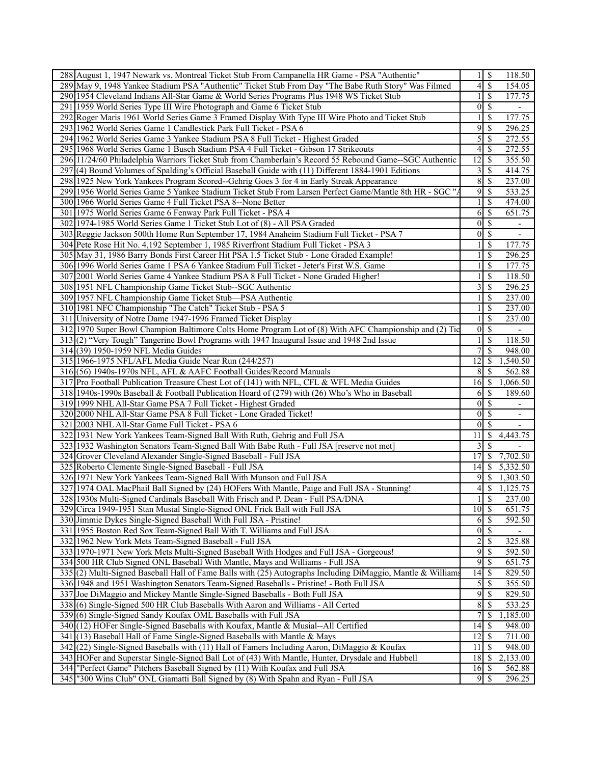| | | | | |
|---|---|---|---|---|
| 288 | August 1, 1947 Newark vs. Montreal Ticket Stub From Campanella HR Game - PSA "Authentic" | 1 | $ | 118.50 |
| 289 | May 9, 1948 Yankee Stadium PSA "Authentic" Ticket Stub From Day "The Babe Ruth Story" Was Filmed | 4 | $ | 154.05 |
| 290 | 1954 Cleveland Indians All-Star Game & World Series Programs Plus 1948 WS Ticket Stub | 1 | $ | 177.75 |
| 291 | 1959 World Series Type III Wire Photograph and Game 6 Ticket Stub | 0 | $ | - |
| 292 | Roger Maris 1961 World Series Game 3 Framed Display With Type III Wire Photo and Ticket Stub | 1 | $ | 177.75 |
| 293 | 1962 World Series Game 1 Candlestick Park Full Ticket - PSA 6 | 9 | $ | 296.25 |
| 294 | 1962 World Series Game 3 Yankee Stadium PSA 8 Full Ticket - Highest Graded | 5 | $ | 272.55 |
| 295 | 1968 World Series Game 1 Busch Stadium PSA 4 Full Ticket - Gibson 17 Strikeouts | 4 | $ | 272.55 |
| 296 | 11/24/60 Philadelphia Warriors Ticket Stub from Chamberlain's Record 55 Rebound Game--SGC Authentic | 12 | $ | 355.50 |
| 297 | (4) Bound Volumes of Spalding's Official Baseball Guide with (11) Different 1884-1901 Editions | 3 | $ | 414.75 |
| 298 | 1925 New York Yankees Program Scored--Gehrig Goes 3 for 4 in Early Streak Appearance | 8 | $ | 237.00 |
| 299 | 1956 World Series Game 5 Yankee Stadium Ticket Stub From Larsen Perfect Game/Mantle 8th HR - SGC "A | 9 | $ | 533.25 |
| 300 | 1966 World Series Game 4 Full Ticket PSA 8--None Better | 1 | $ | 474.00 |
| 301 | 1975 World Series Game 6 Fenway Park Full Ticket - PSA 4 | 6 | $ | 651.75 |
| 302 | 1974-1985 World Series Game 1 Ticket Stub Lot of (8) - All PSA Graded | 0 | $ | - |
| 303 | Reggie Jackson 500th Home Run September 17, 1984 Anaheim Stadium Full Ticket - PSA 7 | 0 | $ | - |
| 304 | Pete Rose Hit No. 4,192 September 1, 1985 Riverfront Stadium Full Ticket - PSA 3 | 1 | $ | 177.75 |
| 305 | May 31, 1986 Barry Bonds First Career Hit PSA 1.5 Ticket Stub - Lone Graded Example! | 1 | $ | 296.25 |
| 306 | 1996 World Series Game 1 PSA 6 Yankee Stadium Full Ticket - Jeter's First W.S. Game | 1 | $ | 177.75 |
| 307 | 2001 World Series Game 4 Yankee Stadium PSA 8 Full Ticket - None Graded Higher! | 1 | $ | 118.50 |
| 308 | 1951 NFL Championship Game Ticket Stub--SGC Authentic | 3 | $ | 296.25 |
| 309 | 1957 NFL Championship Game Ticket Stub—PSA Authentic | 1 | $ | 237.00 |
| 310 | 1981 NFC Championship "The Catch" Ticket Stub - PSA 5 | 1 | $ | 237.00 |
| 311 | University of Notre Dame 1947-1996 Framed Ticket Display | 1 | $ | 237.00 |
| 312 | 1970 Super Bowl Champion Baltimore Colts Home Program Lot of (8) With AFC Championship and (2) Tic | 0 | $ | - |
| 313 | (2) "Very Tough" Tangerine Bowl Programs with 1947 Inaugural Issue and 1948 2nd Issue | 1 | $ | 118.50 |
| 314 | (39) 1950-1959 NFL Media Guides | 7 | $ | 948.00 |
| 315 | 1966-1975 NFL/AFL Media Guide Near Run (244/257) | 12 | $ | 1,540.50 |
| 316 | (56) 1940s-1970s NFL, AFL & AAFC Football Guides/Record Manuals | 8 | $ | 562.88 |
| 317 | Pro Football Publication Treasure Chest Lot of (141) with NFL, CFL & WFL Media Guides | 16 | $ | 1,066.50 |
| 318 | 1940s-1990s Baseball & Football Publication Hoard of (279) with (26) Who's Who in Baseball | 6 | $ | 189.60 |
| 319 | 1999 NHL All-Star Game PSA 7 Full Ticket - Highest Graded | 0 | $ | - |
| 320 | 2000 NHL All-Star Game PSA 8 Full Ticket - Lone Graded Ticket! | 0 | $ | - |
| 321 | 2003 NHL All-Star Game Full Ticket - PSA 6 | 0 | $ | - |
| 322 | 1931 New York Yankees Team-Signed Ball With Ruth, Gehrig and Full JSA | 11 | $ | 4,443.75 |
| 323 | 1932 Washington Senators Team-Signed Ball With Babe Ruth - Full JSA [reserve not met] | 3 | $ | - |
| 324 | Grover Cleveland Alexander Single-Signed Baseball - Full JSA | 17 | $ | 7,702.50 |
| 325 | Roberto Clemente Single-Signed Baseball - Full JSA | 14 | $ | 5,332.50 |
| 326 | 1971 New York Yankees Team-Signed Ball With Munson and Full JSA | 9 | $ | 1,303.50 |
| 327 | 1974 OAL MacPhail Ball Signed by (24) HOFers With Mantle, Paige and Full JSA - Stunning! | 4 | $ | 1,125.75 |
| 328 | 1930s Multi-Signed Cardinals Baseball With Frisch and P. Dean - Full PSA/DNA | 1 | $ | 237.00 |
| 329 | Circa 1949-1951 Stan Musial Single-Signed ONL Frick Ball with Full JSA | 10 | $ | 651.75 |
| 330 | Jimmie Dykes Single-Signed Baseball With Full JSA - Pristine! | 6 | $ | 592.50 |
| 331 | 1955 Boston Red Sox Team-Signed Ball With T. Williams and Full JSA | 0 | $ | - |
| 332 | 1962 New York Mets Team-Signed Baseball - Full JSA | 2 | $ | 325.88 |
| 333 | 1970-1971 New York Mets Multi-Signed Baseball With Hodges and Full JSA - Gorgeous! | 9 | $ | 592.50 |
| 334 | 500 HR Club Signed ONL Baseball With Mantle, Mays and Williams - Full JSA | 9 | $ | 651.75 |
| 335 | (2) Multi-Signed Baseball Hall of Fame Balls with (25) Autographs Including DiMaggio, Mantle & Williams | 14 | $ | 829.50 |
| 336 | 1948 and 1951 Washington Senators Team-Signed Baseballs - Pristine! - Both Full JSA | 5 | $ | 355.50 |
| 337 | Joe DiMaggio and Mickey Mantle Single-Signed Baseballs - Both Full JSA | 9 | $ | 829.50 |
| 338 | (6) Single-Signed 500 HR Club Baseballs With Aaron and Williams - All Certed | 8 | $ | 533.25 |
| 339 | (6) Single-Signed Sandy Koufax OML Baseballs with Full JSA | 7 | $ | 1,185.00 |
| 340 | (12) HOFer Single-Signed Baseballs with Koufax, Mantle & Musial--All Certified | 14 | $ | 948.00 |
| 341 | (13) Baseball Hall of Fame Single-Signed Baseballs with Mantle & Mays | 12 | $ | 711.00 |
| 342 | (22) Single-Signed Baseballs with (11) Hall of Famers Including Aaron, DiMaggio & Koufax | 11 | $ | 948.00 |
| 343 | HOFer and Superstar Single-Signed Ball Lot of (43) With Mantle, Hunter, Drysdale and Hubbell | 18 | $ | 2,133.00 |
| 344 | "Perfect Game" Pitchers Baseball Signed by (11) With Koufax and Full JSA | 16 | $ | 562.88 |
| 345 | "300 Wins Club" ONL Giamatti Ball Signed by (8) With Spahn and Ryan - Full JSA | 9 | $ | 296.25 |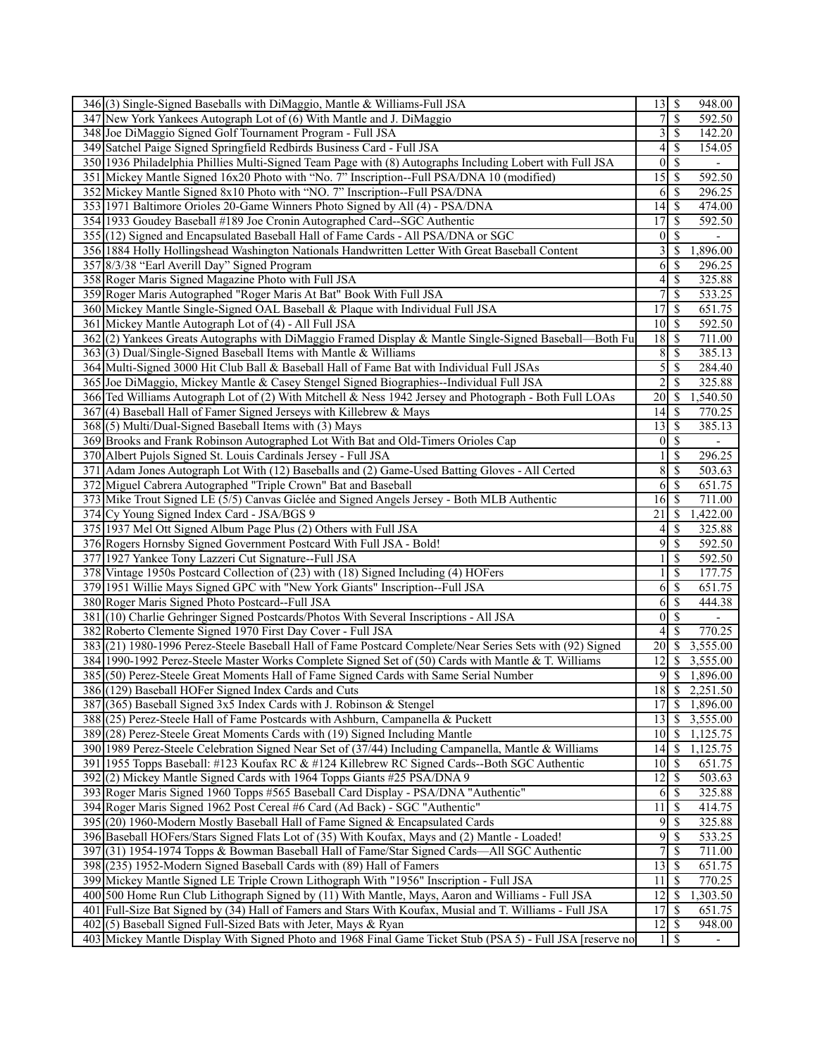| | | | | |
|---|---|---|---|---|
| 346 | (3) Single-Signed Baseballs with DiMaggio, Mantle & Williams-Full JSA | 13 | $ | 948.00 |
| 347 | New York Yankees Autograph Lot of (6) With Mantle and J. DiMaggio | 7 | $ | 592.50 |
| 348 | Joe DiMaggio Signed Golf Tournament Program - Full JSA | 3 | $ | 142.20 |
| 349 | Satchel Paige Signed Springfield Redbirds Business Card - Full JSA | 4 | $ | 154.05 |
| 350 | 1936 Philadelphia Phillies Multi-Signed Team Page with (8) Autographs Including Lobert with Full JSA | 0 | $ | - |
| 351 | Mickey Mantle Signed 16x20 Photo with "No. 7" Inscription--Full PSA/DNA 10 (modified) | 15 | $ | 592.50 |
| 352 | Mickey Mantle Signed 8x10 Photo with "NO. 7" Inscription--Full PSA/DNA | 6 | $ | 296.25 |
| 353 | 1971 Baltimore Orioles 20-Game Winners Photo Signed by All (4) - PSA/DNA | 14 | $ | 474.00 |
| 354 | 1933 Goudey Baseball #189 Joe Cronin Autographed Card--SGC Authentic | 17 | $ | 592.50 |
| 355 | (12) Signed and Encapsulated Baseball Hall of Fame Cards - All PSA/DNA or SGC | 0 | $ | - |
| 356 | 1884 Holly Hollingshead Washington Nationals Handwritten Letter With Great Baseball Content | 3 | $ | 1,896.00 |
| 357 | 8/3/38 "Earl Averill Day" Signed Program | 6 | $ | 296.25 |
| 358 | Roger Maris Signed Magazine Photo with Full JSA | 4 | $ | 325.88 |
| 359 | Roger Maris Autographed "Roger Maris At Bat" Book With Full JSA | 7 | $ | 533.25 |
| 360 | Mickey Mantle Single-Signed OAL Baseball & Plaque with Individual Full JSA | 17 | $ | 651.75 |
| 361 | Mickey Mantle Autograph Lot of (4) - All Full JSA | 10 | $ | 592.50 |
| 362 | (2) Yankees Greats Autographs with DiMaggio Framed Display & Mantle Single-Signed Baseball—Both Fu | 18 | $ | 711.00 |
| 363 | (3) Dual/Single-Signed Baseball Items with Mantle & Williams | 8 | $ | 385.13 |
| 364 | Multi-Signed 3000 Hit Club Ball & Baseball Hall of Fame Bat with Individual Full JSAs | 5 | $ | 284.40 |
| 365 | Joe DiMaggio, Mickey Mantle & Casey Stengel Signed Biographies--Individual Full JSA | 2 | $ | 325.88 |
| 366 | Ted Williams Autograph Lot of (2) With Mitchell & Ness 1942 Jersey and Photograph - Both Full LOAs | 20 | $ | 1,540.50 |
| 367 | (4) Baseball Hall of Famer Signed Jerseys with Killebrew & Mays | 14 | $ | 770.25 |
| 368 | (5) Multi/Dual-Signed Baseball Items with (3) Mays | 13 | $ | 385.13 |
| 369 | Brooks and Frank Robinson Autographed Lot With Bat and Old-Timers Orioles Cap | 0 | $ | - |
| 370 | Albert Pujols Signed St. Louis Cardinals Jersey - Full JSA | 1 | $ | 296.25 |
| 371 | Adam Jones Autograph Lot With (12) Baseballs and (2) Game-Used Batting Gloves - All Certed | 8 | $ | 503.63 |
| 372 | Miguel Cabrera Autographed "Triple Crown" Bat and Baseball | 6 | $ | 651.75 |
| 373 | Mike Trout Signed LE (5/5) Canvas Giclée and Signed Angels Jersey - Both MLB Authentic | 16 | $ | 711.00 |
| 374 | Cy Young Signed Index Card - JSA/BGS 9 | 21 | $ | 1,422.00 |
| 375 | 1937 Mel Ott Signed Album Page Plus (2) Others with Full JSA | 4 | $ | 325.88 |
| 376 | Rogers Hornsby Signed Government Postcard With Full JSA - Bold! | 9 | $ | 592.50 |
| 377 | 1927 Yankee Tony Lazzeri Cut Signature--Full JSA | 1 | $ | 592.50 |
| 378 | Vintage 1950s Postcard Collection of (23) with (18) Signed Including (4) HOFers | 1 | $ | 177.75 |
| 379 | 1951 Willie Mays Signed GPC with "New York Giants" Inscription--Full JSA | 6 | $ | 651.75 |
| 380 | Roger Maris Signed Photo Postcard--Full JSA | 6 | $ | 444.38 |
| 381 | (10) Charlie Gehringer Signed Postcards/Photos With Several Inscriptions - All JSA | 0 | $ | - |
| 382 | Roberto Clemente Signed 1970 First Day Cover - Full JSA | 4 | $ | 770.25 |
| 383 | (21) 1980-1996 Perez-Steele Baseball Hall of Fame Postcard Complete/Near Series Sets with (92) Signed | 20 | $ | 3,555.00 |
| 384 | 1990-1992 Perez-Steele Master Works Complete Signed Set of (50) Cards with Mantle & T. Williams | 12 | $ | 3,555.00 |
| 385 | (50) Perez-Steele Great Moments Hall of Fame Signed Cards with Same Serial Number | 9 | $ | 1,896.00 |
| 386 | (129) Baseball HOFer Signed Index Cards and Cuts | 18 | $ | 2,251.50 |
| 387 | (365) Baseball Signed 3x5 Index Cards with J. Robinson & Stengel | 17 | $ | 1,896.00 |
| 388 | (25) Perez-Steele Hall of Fame Postcards with Ashburn, Campanella & Puckett | 13 | $ | 3,555.00 |
| 389 | (28) Perez-Steele Great Moments Cards with (19) Signed Including Mantle | 10 | $ | 1,125.75 |
| 390 | 1989 Perez-Steele Celebration Signed Near Set of (37/44) Including Campanella, Mantle & Williams | 14 | $ | 1,125.75 |
| 391 | 1955 Topps Baseball: #123 Koufax RC & #124 Killebrew RC Signed Cards--Both SGC Authentic | 10 | $ | 651.75 |
| 392 | (2) Mickey Mantle Signed Cards with 1964 Topps Giants #25 PSA/DNA 9 | 12 | $ | 503.63 |
| 393 | Roger Maris Signed 1960 Topps #565 Baseball Card Display - PSA/DNA "Authentic" | 6 | $ | 325.88 |
| 394 | Roger Maris Signed 1962 Post Cereal #6 Card (Ad Back) - SGC "Authentic" | 11 | $ | 414.75 |
| 395 | (20) 1960-Modern Mostly Baseball Hall of Fame Signed & Encapsulated Cards | 9 | $ | 325.88 |
| 396 | Baseball HOFers/Stars Signed Flats Lot of (35) With Koufax, Mays and (2) Mantle - Loaded! | 9 | $ | 533.25 |
| 397 | (31) 1954-1974 Topps & Bowman Baseball Hall of Fame/Star Signed Cards—All SGC Authentic | 7 | $ | 711.00 |
| 398 | (235) 1952-Modern Signed Baseball Cards with (89) Hall of Famers | 13 | $ | 651.75 |
| 399 | Mickey Mantle Signed LE Triple Crown Lithograph With "1956" Inscription - Full JSA | 11 | $ | 770.25 |
| 400 | 500 Home Run Club Lithograph Signed by (11) With Mantle, Mays, Aaron and Williams - Full JSA | 12 | $ | 1,303.50 |
| 401 | Full-Size Bat Signed by (34) Hall of Famers and Stars With Koufax, Musial and T. Williams - Full JSA | 17 | $ | 651.75 |
| 402 | (5) Baseball Signed Full-Sized Bats with Jeter, Mays & Ryan | 12 | $ | 948.00 |
| 403 | Mickey Mantle Display With Signed Photo and 1968 Final Game Ticket Stub (PSA 5) - Full JSA [reserve no | 1 | $ | - |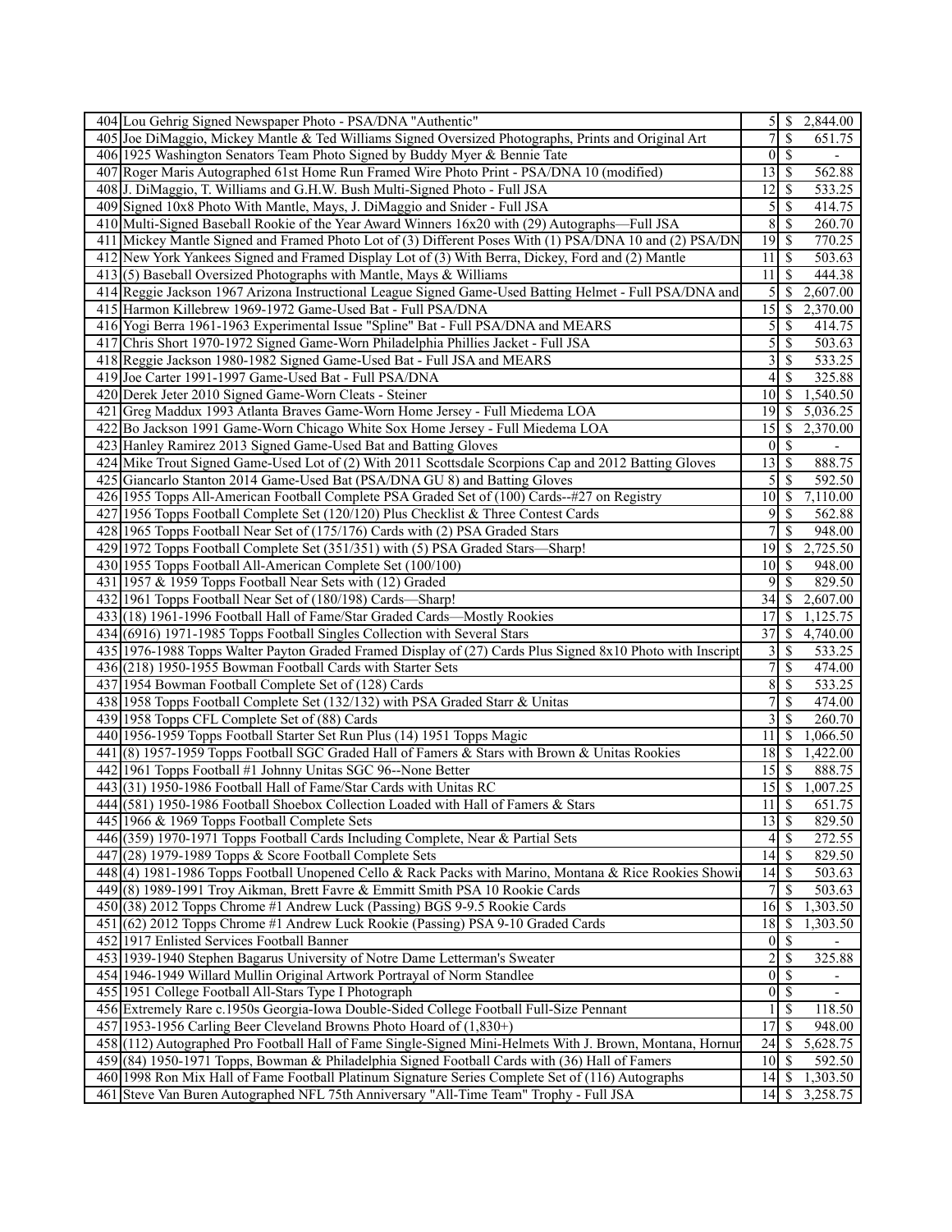| | | | | |
|---|---|---|---|---|
| 404 | Lou Gehrig Signed Newspaper Photo - PSA/DNA "Authentic" | 5 | $ | 2,844.00 |
| 405 | Joe DiMaggio, Mickey Mantle & Ted Williams Signed Oversized Photographs, Prints and Original Art | 7 | $ | 651.75 |
| 406 | 1925 Washington Senators Team Photo Signed by Buddy Myer & Bennie Tate | 0 | $ | - |
| 407 | Roger Maris Autographed 61st Home Run Framed Wire Photo Print - PSA/DNA 10 (modified) | 13 | $ | 562.88 |
| 408 | J. DiMaggio, T. Williams and G.H.W. Bush Multi-Signed Photo - Full JSA | 12 | $ | 533.25 |
| 409 | Signed 10x8 Photo With Mantle, Mays, J. DiMaggio and Snider - Full JSA | 5 | $ | 414.75 |
| 410 | Multi-Signed Baseball Rookie of the Year Award Winners 16x20 with (29) Autographs—Full JSA | 8 | $ | 260.70 |
| 411 | Mickey Mantle Signed and Framed Photo Lot of (3) Different Poses With (1) PSA/DNA 10 and (2) PSA/DN | 19 | $ | 770.25 |
| 412 | New York Yankees Signed and Framed Display Lot of (3) With Berra, Dickey, Ford and (2) Mantle | 11 | $ | 503.63 |
| 413 | (5) Baseball Oversized Photographs with Mantle, Mays & Williams | 11 | $ | 444.38 |
| 414 | Reggie Jackson 1967 Arizona Instructional League Signed Game-Used Batting Helmet - Full PSA/DNA and | 5 | $ | 2,607.00 |
| 415 | Harmon Killebrew 1969-1972 Game-Used Bat - Full PSA/DNA | 15 | $ | 2,370.00 |
| 416 | Yogi Berra 1961-1963 Experimental Issue "Spline" Bat - Full PSA/DNA and MEARS | 5 | $ | 414.75 |
| 417 | Chris Short 1970-1972 Signed Game-Worn Philadelphia Phillies Jacket - Full JSA | 5 | $ | 503.63 |
| 418 | Reggie Jackson 1980-1982 Signed Game-Used Bat - Full JSA and MEARS | 3 | $ | 533.25 |
| 419 | Joe Carter 1991-1997 Game-Used Bat - Full PSA/DNA | 4 | $ | 325.88 |
| 420 | Derek Jeter 2010 Signed Game-Worn Cleats - Steiner | 10 | $ | 1,540.50 |
| 421 | Greg Maddux 1993 Atlanta Braves Game-Worn Home Jersey - Full Miedema LOA | 19 | $ | 5,036.25 |
| 422 | Bo Jackson 1991 Game-Worn Chicago White Sox Home Jersey - Full Miedema LOA | 15 | $ | 2,370.00 |
| 423 | Hanley Ramirez 2013 Signed Game-Used Bat and Batting Gloves | 0 | $ | - |
| 424 | Mike Trout Signed Game-Used Lot of (2) With 2011 Scottsdale Scorpions Cap and 2012 Batting Gloves | 13 | $ | 888.75 |
| 425 | Giancarlo Stanton 2014 Game-Used Bat (PSA/DNA GU 8) and Batting Gloves | 5 | $ | 592.50 |
| 426 | 1955 Topps All-American Football Complete PSA Graded Set of (100) Cards--#27 on Registry | 10 | $ | 7,110.00 |
| 427 | 1956 Topps Football Complete Set (120/120) Plus Checklist & Three Contest Cards | 9 | $ | 562.88 |
| 428 | 1965 Topps Football Near Set of (175/176) Cards with (2) PSA Graded Stars | 7 | $ | 948.00 |
| 429 | 1972 Topps Football Complete Set (351/351) with (5) PSA Graded Stars—Sharp! | 19 | $ | 2,725.50 |
| 430 | 1955 Topps Football All-American Complete Set (100/100) | 10 | $ | 948.00 |
| 431 | 1957 & 1959 Topps Football Near Sets with (12) Graded | 9 | $ | 829.50 |
| 432 | 1961 Topps Football Near Set of (180/198) Cards—Sharp! | 34 | $ | 2,607.00 |
| 433 | (18) 1961-1996 Football Hall of Fame/Star Graded Cards—Mostly Rookies | 17 | $ | 1,125.75 |
| 434 | (6916) 1971-1985 Topps Football Singles Collection with Several Stars | 37 | $ | 4,740.00 |
| 435 | 1976-1988 Topps Walter Payton Graded Framed Display of (27) Cards Plus Signed 8x10 Photo with Inscript | 3 | $ | 533.25 |
| 436 | (218) 1950-1955 Bowman Football Cards with Starter Sets | 7 | $ | 474.00 |
| 437 | 1954 Bowman Football Complete Set of (128) Cards | 8 | $ | 533.25 |
| 438 | 1958 Topps Football Complete Set (132/132) with PSA Graded Starr & Unitas | 7 | $ | 474.00 |
| 439 | 1958 Topps CFL Complete Set of (88) Cards | 3 | $ | 260.70 |
| 440 | 1956-1959 Topps Football Starter Set Run Plus (14) 1951 Topps Magic | 11 | $ | 1,066.50 |
| 441 | (8) 1957-1959 Topps Football SGC Graded Hall of Famers & Stars with Brown & Unitas Rookies | 18 | $ | 1,422.00 |
| 442 | 1961 Topps Football #1 Johnny Unitas SGC 96--None Better | 15 | $ | 888.75 |
| 443 | (31) 1950-1986 Football Hall of Fame/Star Cards with Unitas RC | 15 | $ | 1,007.25 |
| 444 | (581) 1950-1986 Football Shoebox Collection Loaded with Hall of Famers & Stars | 11 | $ | 651.75 |
| 445 | 1966 & 1969 Topps Football Complete Sets | 13 | $ | 829.50 |
| 446 | (359) 1970-1971 Topps Football Cards Including Complete, Near & Partial Sets | 4 | $ | 272.55 |
| 447 | (28) 1979-1989 Topps & Score Football Complete Sets | 14 | $ | 829.50 |
| 448 | (4) 1981-1986 Topps Football Unopened Cello & Rack Packs with Marino, Montana & Rice Rookies Showi | 14 | $ | 503.63 |
| 449 | (8) 1989-1991 Troy Aikman, Brett Favre & Emmitt Smith PSA 10 Rookie Cards | 7 | $ | 503.63 |
| 450 | (38) 2012 Topps Chrome #1 Andrew Luck (Passing) BGS 9-9.5 Rookie Cards | 16 | $ | 1,303.50 |
| 451 | (62) 2012 Topps Chrome #1 Andrew Luck Rookie (Passing) PSA 9-10 Graded Cards | 18 | $ | 1,303.50 |
| 452 | 1917 Enlisted Services Football Banner | 0 | $ | - |
| 453 | 1939-1940 Stephen Bagarus University of Notre Dame Letterman's Sweater | 2 | $ | 325.88 |
| 454 | 1946-1949 Willard Mullin Original Artwork Portrayal of Norm Standlee | 0 | $ | - |
| 455 | 1951 College Football All-Stars Type I Photograph | 0 | $ | - |
| 456 | Extremely Rare c.1950s Georgia-Iowa Double-Sided College Football Full-Size Pennant | 1 | $ | 118.50 |
| 457 | 1953-1956 Carling Beer Cleveland Browns Photo Hoard of (1,830+) | 17 | $ | 948.00 |
| 458 | (112) Autographed Pro Football Hall of Fame Single-Signed Mini-Helmets With J. Brown, Montana, Hornur | 24 | $ | 5,628.75 |
| 459 | (84) 1950-1971 Topps, Bowman & Philadelphia Signed Football Cards with (36) Hall of Famers | 10 | $ | 592.50 |
| 460 | 1998 Ron Mix Hall of Fame Football Platinum Signature Series Complete Set of (116) Autographs | 14 | $ | 1,303.50 |
| 461 | Steve Van Buren Autographed NFL 75th Anniversary "All-Time Team" Trophy - Full JSA | 14 | $ | 3,258.75 |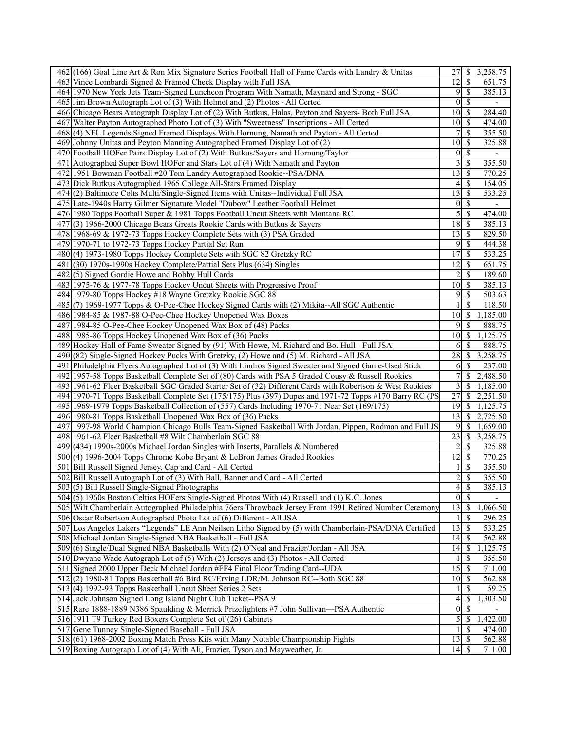| | | | | |
|---|---|---|---|---|
| 462 | (166) Goal Line Art & Ron Mix Signature Series Football Hall of Fame Cards with Landry & Unitas | 27 | $ | 3,258.75 |
| 463 | Vince Lombardi Signed & Framed Check Display with Full JSA | 12 | $ | 651.75 |
| 464 | 1970 New York Jets Team-Signed Luncheon Program With Namath, Maynard and Strong - SGC | 9 | $ | 385.13 |
| 465 | Jim Brown Autograph Lot of (3) With Helmet and (2) Photos - All Certed | 0 | $ | - |
| 466 | Chicago Bears Autograph Display Lot of (2) With Butkus, Halas, Payton and Sayers- Both Full JSA | 10 | $ | 284.40 |
| 467 | Walter Payton Autographed Photo Lot of (3) With "Sweetness" Inscriptions - All Certed | 10 | $ | 474.00 |
| 468 | (4) NFL Legends Signed Framed Displays With Hornung, Namath and Payton - All Certed | 7 | $ | 355.50 |
| 469 | Johnny Unitas and Peyton Manning Autographed Framed Display Lot of (2) | 10 | $ | 325.88 |
| 470 | Football HOFer Pairs Display Lot of (2) With Butkus/Sayers and Hornung/Taylor | 0 | $ | - |
| 471 | Autographed Super Bowl HOFer and Stars Lot of (4) With Namath and Payton | 3 | $ | 355.50 |
| 472 | 1951 Bowman Football #20 Tom Landry Autographed Rookie--PSA/DNA | 13 | $ | 770.25 |
| 473 | Dick Butkus Autographed 1965 College All-Stars Framed Display | 4 | $ | 154.05 |
| 474 | (2) Baltimore Colts Multi/Single-Signed Items with Unitas--Individual Full JSA | 13 | $ | 533.25 |
| 475 | Late-1940s Harry Gilmer Signature Model "Dubow" Leather Football Helmet | 0 | $ | - |
| 476 | 1980 Topps Football Super & 1981 Topps Football Uncut Sheets with Montana RC | 5 | $ | 474.00 |
| 477 | (3) 1966-2000 Chicago Bears Greats Rookie Cards with Butkus & Sayers | 18 | $ | 385.13 |
| 478 | 1968-69 & 1972-73 Topps Hockey Complete Sets with (3) PSA Graded | 13 | $ | 829.50 |
| 479 | 1970-71 to 1972-73 Topps Hockey Partial Set Run | 9 | $ | 444.38 |
| 480 | (4) 1973-1980 Topps Hockey Complete Sets with SGC 82 Gretzky RC | 17 | $ | 533.25 |
| 481 | (30) 1970s-1990s Hockey Complete/Partial Sets Plus (634) Singles | 12 | $ | 651.75 |
| 482 | (5) Signed Gordie Howe and Bobby Hull Cards | 2 | $ | 189.60 |
| 483 | 1975-76 & 1977-78 Topps Hockey Uncut Sheets with Progressive Proof | 10 | $ | 385.13 |
| 484 | 1979-80 Topps Hockey #18 Wayne Gretzky Rookie SGC 88 | 9 | $ | 503.63 |
| 485 | (7) 1969-1977 Topps & O-Pee-Chee Hockey Signed Cards with (2) Mikita--All SGC Authentic | 1 | $ | 118.50 |
| 486 | 1984-85 & 1987-88 O-Pee-Chee Hockey Unopened Wax Boxes | 10 | $ | 1,185.00 |
| 487 | 1984-85 O-Pee-Chee Hockey Unopened Wax Box of (48) Packs | 9 | $ | 888.75 |
| 488 | 1985-86 Topps Hockey Unopened Wax Box of (36) Packs | 10 | $ | 1,125.75 |
| 489 | Hockey Hall of Fame Sweater Signed by (91) With Howe, M. Richard and Bo. Hull - Full JSA | 6 | $ | 888.75 |
| 490 | (82) Single-Signed Hockey Pucks With Gretzky, (2) Howe and (5) M. Richard - All JSA | 28 | $ | 3,258.75 |
| 491 | Philadelphia Flyers Autographed Lot of (3) With Lindros Signed Sweater and Signed Game-Used Stick | 6 | $ | 237.00 |
| 492 | 1957-58 Topps Basketball Complete Set of (80) Cards with PSA 5 Graded Cousy & Russell Rookies | 7 | $ | 2,488.50 |
| 493 | 1961-62 Fleer Basketball SGC Graded Starter Set of (32) Different Cards with Robertson & West Rookies | 3 | $ | 1,185.00 |
| 494 | 1970-71 Topps Basketball Complete Set (175/175) Plus (397) Dupes and 1971-72 Topps #170 Barry RC (PS | 27 | $ | 2,251.50 |
| 495 | 1969-1979 Topps Basketball Collection of (557) Cards Including 1970-71 Near Set (169/175) | 19 | $ | 1,125.75 |
| 496 | 1980-81 Topps Basketball Unopened Wax Box of (36) Packs | 13 | $ | 2,725.50 |
| 497 | 1997-98 World Champion Chicago Bulls Team-Signed Basketball With Jordan, Pippen, Rodman and Full JS | 9 | $ | 1,659.00 |
| 498 | 1961-62 Fleer Basketball #8 Wilt Chamberlain SGC 88 | 23 | $ | 3,258.75 |
| 499 | (434) 1990s-2000s Michael Jordan Singles with Inserts, Parallels & Numbered | 2 | $ | 325.88 |
| 500 | (4) 1996-2004 Topps Chrome Kobe Bryant & LeBron James Graded Rookies | 12 | $ | 770.25 |
| 501 | Bill Russell Signed Jersey, Cap and Card - All Certed | 1 | $ | 355.50 |
| 502 | Bill Russell Autograph Lot of (3) With Ball, Banner and Card - All Certed | 2 | $ | 355.50 |
| 503 | (5) Bill Russell Single-Signed Photographs | 4 | $ | 385.13 |
| 504 | (5) 1960s Boston Celtics HOFers Single-Signed Photos With (4) Russell and (1) K.C. Jones | 0 | $ | - |
| 505 | Wilt Chamberlain Autographed Philadelphia 76ers Throwback Jersey From 1991 Retired Number Ceremony | 13 | $ | 1,066.50 |
| 506 | Oscar Robertson Autographed Photo Lot of (6) Different - All JSA | 1 | $ | 296.25 |
| 507 | Los Angeles Lakers "Legends" LE Ann Neilsen Litho Signed by (5) with Chamberlain-PSA/DNA Certified | 13 | $ | 533.25 |
| 508 | Michael Jordan Single-Signed NBA Basketball - Full JSA | 14 | $ | 562.88 |
| 509 | (6) Single/Dual Signed NBA Basketballs With (2) O'Neal and Frazier/Jordan - All JSA | 14 | $ | 1,125.75 |
| 510 | Dwyane Wade Autograph Lot of (5) With (2) Jerseys and (3) Photos - All Certed | 1 | $ | 355.50 |
| 511 | Signed 2000 Upper Deck Michael Jordan #FF4 Final Floor Trading Card--UDA | 15 | $ | 711.00 |
| 512 | (2) 1980-81 Topps Basketball #6 Bird RC/Erving LDR/M. Johnson RC--Both SGC 88 | 10 | $ | 562.88 |
| 513 | (4) 1992-93 Topps Basketball Uncut Sheet Series 2 Sets | 1 | $ | 59.25 |
| 514 | Jack Johnson Signed Long Island Night Club Ticket--PSA 9 | 4 | $ | 1,303.50 |
| 515 | Rare 1888-1889 N386 Spaulding & Merrick Prizefighters #7 John Sullivan—PSA Authentic | 0 | $ | - |
| 516 | 1911 T9 Turkey Red Boxers Complete Set of (26) Cabinets | 5 | $ | 1,422.00 |
| 517 | Gene Tunney Single-Signed Baseball - Full JSA | 1 | $ | 474.00 |
| 518 | (61) 1968-2002 Boxing Match Press Kits with Many Notable Championship Fights | 13 | $ | 562.88 |
| 519 | Boxing Autograph Lot of (4) With Ali, Frazier, Tyson and Mayweather, Jr. | 14 | $ | 711.00 |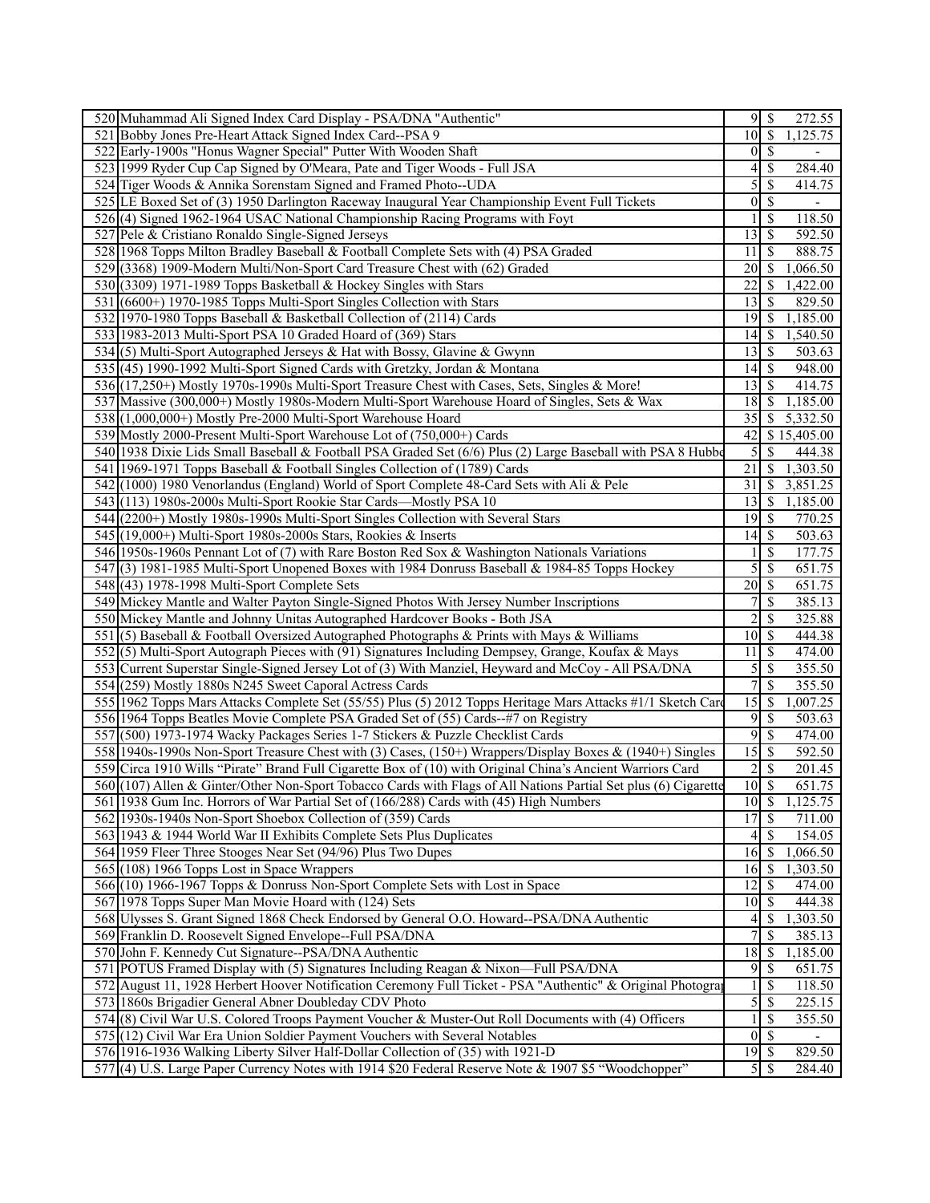| | | | | |
|---|---|---|---|---|
| 520 | Muhammad Ali Signed Index Card Display - PSA/DNA "Authentic" | 9 | $ | 272.55 |
| 521 | Bobby Jones Pre-Heart Attack Signed Index Card--PSA 9 | 10 | $ | 1,125.75 |
| 522 | Early-1900s "Honus Wagner Special" Putter With Wooden Shaft | 0 | $ | - |
| 523 | 1999 Ryder Cup Cap Signed by O'Meara, Pate and Tiger Woods - Full JSA | 4 | $ | 284.40 |
| 524 | Tiger Woods & Annika Sorenstam Signed and Framed Photo--UDA | 5 | $ | 414.75 |
| 525 | LE Boxed Set of (3) 1950 Darlington Raceway Inaugural Year Championship Event Full Tickets | 0 | $ | - |
| 526 | (4) Signed 1962-1964 USAC National Championship Racing Programs with Foyt | 1 | $ | 118.50 |
| 527 | Pele & Cristiano Ronaldo Single-Signed Jerseys | 13 | $ | 592.50 |
| 528 | 1968 Topps Milton Bradley Baseball & Football Complete Sets with (4) PSA Graded | 11 | $ | 888.75 |
| 529 | (3368) 1909-Modern Multi/Non-Sport Card Treasure Chest with (62) Graded | 20 | $ | 1,066.50 |
| 530 | (3309) 1971-1989 Topps Basketball & Hockey Singles with Stars | 22 | $ | 1,422.00 |
| 531 | (6600+) 1970-1985 Topps Multi-Sport Singles Collection with Stars | 13 | $ | 829.50 |
| 532 | 1970-1980 Topps Baseball & Basketball Collection of (2114) Cards | 19 | $ | 1,185.00 |
| 533 | 1983-2013 Multi-Sport PSA 10 Graded Hoard of (369) Stars | 14 | $ | 1,540.50 |
| 534 | (5) Multi-Sport Autographed Jerseys & Hat with Bossy, Glavine & Gwynn | 13 | $ | 503.63 |
| 535 | (45) 1990-1992 Multi-Sport Signed Cards with Gretzky, Jordan & Montana | 14 | $ | 948.00 |
| 536 | (17,250+) Mostly 1970s-1990s Multi-Sport Treasure Chest with Cases, Sets, Singles & More! | 13 | $ | 414.75 |
| 537 | Massive (300,000+) Mostly 1980s-Modern Multi-Sport Warehouse Hoard of Singles, Sets & Wax | 18 | $ | 1,185.00 |
| 538 | (1,000,000+) Mostly Pre-2000 Multi-Sport Warehouse Hoard | 35 | $ | 5,332.50 |
| 539 | Mostly 2000-Present Multi-Sport Warehouse Lot of (750,000+) Cards | 42 | $ | 15,405.00 |
| 540 | 1938 Dixie Lids Small Baseball & Football PSA Graded Set (6/6) Plus (2) Large Baseball with PSA 8 Hubbe | 5 | $ | 444.38 |
| 541 | 1969-1971 Topps Baseball & Football Singles Collection of (1789) Cards | 21 | $ | 1,303.50 |
| 542 | (1000) 1980 Venorlandus (England) World of Sport Complete 48-Card Sets with Ali & Pele | 31 | $ | 3,851.25 |
| 543 | (113) 1980s-2000s Multi-Sport Rookie Star Cards—Mostly PSA 10 | 13 | $ | 1,185.00 |
| 544 | (2200+) Mostly 1980s-1990s Multi-Sport Singles Collection with Several Stars | 19 | $ | 770.25 |
| 545 | (19,000+) Multi-Sport 1980s-2000s Stars, Rookies & Inserts | 14 | $ | 503.63 |
| 546 | 1950s-1960s Pennant Lot of (7) with Rare Boston Red Sox & Washington Nationals Variations | 1 | $ | 177.75 |
| 547 | (3) 1981-1985 Multi-Sport Unopened Boxes with 1984 Donruss Baseball & 1984-85 Topps Hockey | 5 | $ | 651.75 |
| 548 | (43) 1978-1998 Multi-Sport Complete Sets | 20 | $ | 651.75 |
| 549 | Mickey Mantle and Walter Payton Single-Signed Photos With Jersey Number Inscriptions | 7 | $ | 385.13 |
| 550 | Mickey Mantle and Johnny Unitas Autographed Hardcover Books - Both JSA | 2 | $ | 325.88 |
| 551 | (5) Baseball & Football Oversized Autographed Photographs & Prints with Mays & Williams | 10 | $ | 444.38 |
| 552 | (5) Multi-Sport Autograph Pieces with (91) Signatures Including Dempsey, Grange, Koufax & Mays | 11 | $ | 474.00 |
| 553 | Current Superstar Single-Signed Jersey Lot of (3) With Manziel, Heyward and McCoy - All PSA/DNA | 5 | $ | 355.50 |
| 554 | (259) Mostly 1880s N245 Sweet Caporal Actress Cards | 7 | $ | 355.50 |
| 555 | 1962 Topps Mars Attacks Complete Set (55/55) Plus (5) 2012 Topps Heritage Mars Attacks #1/1 Sketch Card | 15 | $ | 1,007.25 |
| 556 | 1964 Topps Beatles Movie Complete PSA Graded Set of (55) Cards--#7 on Registry | 9 | $ | 503.63 |
| 557 | (500) 1973-1974 Wacky Packages Series 1-7 Stickers & Puzzle Checklist Cards | 9 | $ | 474.00 |
| 558 | 1940s-1990s Non-Sport Treasure Chest with (3) Cases, (150+) Wrappers/Display Boxes & (1940+) Singles | 15 | $ | 592.50 |
| 559 | Circa 1910 Wills "Pirate" Brand Full Cigarette Box of (10) with Original China's Ancient Warriors Card | 2 | $ | 201.45 |
| 560 | (107) Allen & Ginter/Other Non-Sport Tobacco Cards with Flags of All Nations Partial Set plus (6) Cigarette | 10 | $ | 651.75 |
| 561 | 1938 Gum Inc. Horrors of War Partial Set of (166/288) Cards with (45) High Numbers | 10 | $ | 1,125.75 |
| 562 | 1930s-1940s Non-Sport Shoebox Collection of (359) Cards | 17 | $ | 711.00 |
| 563 | 1943 & 1944 World War II Exhibits Complete Sets Plus Duplicates | 4 | $ | 154.05 |
| 564 | 1959 Fleer Three Stooges Near Set (94/96) Plus Two Dupes | 16 | $ | 1,066.50 |
| 565 | (108) 1966 Topps Lost in Space Wrappers | 16 | $ | 1,303.50 |
| 566 | (10) 1966-1967 Topps & Donruss Non-Sport Complete Sets with Lost in Space | 12 | $ | 474.00 |
| 567 | 1978 Topps Super Man Movie Hoard with (124) Sets | 10 | $ | 444.38 |
| 568 | Ulysses S. Grant Signed 1868 Check Endorsed by General O.O. Howard--PSA/DNA Authentic | 4 | $ | 1,303.50 |
| 569 | Franklin D. Roosevelt Signed Envelope--Full PSA/DNA | 7 | $ | 385.13 |
| 570 | John F. Kennedy Cut Signature--PSA/DNA Authentic | 18 | $ | 1,185.00 |
| 571 | POTUS Framed Display with (5) Signatures Including Reagan & Nixon—Full PSA/DNA | 9 | $ | 651.75 |
| 572 | August 11, 1928 Herbert Hoover Notification Ceremony Full Ticket - PSA "Authentic" & Original Photograp | 1 | $ | 118.50 |
| 573 | 1860s Brigadier General Abner Doubleday CDV Photo | 5 | $ | 225.15 |
| 574 | (8) Civil War U.S. Colored Troops Payment Voucher & Muster-Out Roll Documents with (4) Officers | 1 | $ | 355.50 |
| 575 | (12) Civil War Era Union Soldier Payment Vouchers with Several Notables | 0 | $ | - |
| 576 | 1916-1936 Walking Liberty Silver Half-Dollar Collection of (35) with 1921-D | 19 | $ | 829.50 |
| 577 | (4) U.S. Large Paper Currency Notes with 1914 $20 Federal Reserve Note & 1907 $5 "Woodchopper" | 5 | $ | 284.40 |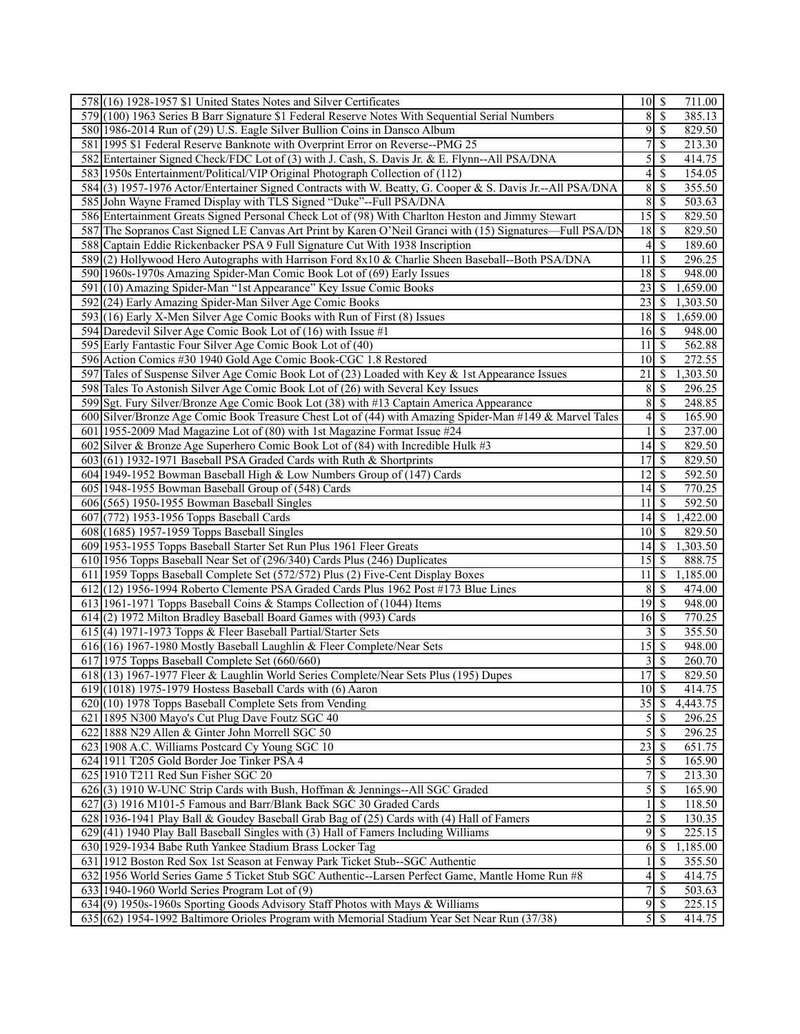| | | | | |
|---|---|---|---|---|
| 578 | (16) 1928-1957 $1 United States Notes and Silver Certificates | 10 | $ | 711.00 |
| 579 | (100) 1963 Series B Barr Signature $1 Federal Reserve Notes With Sequential Serial Numbers | 8 | $ | 385.13 |
| 580 | 1986-2014 Run of (29) U.S. Eagle Silver Bullion Coins in Dansco Album | 9 | $ | 829.50 |
| 581 | 1995 $1 Federal Reserve Banknote with Overprint Error on Reverse--PMG 25 | 7 | $ | 213.30 |
| 582 | Entertainer Signed Check/FDC Lot of (3) with J. Cash, S. Davis Jr. & E. Flynn--All PSA/DNA | 5 | $ | 414.75 |
| 583 | 1950s Entertainment/Political/VIP Original Photograph Collection of (112) | 4 | $ | 154.05 |
| 584 | (3) 1957-1976 Actor/Entertainer Signed Contracts with W. Beatty, G. Cooper & S. Davis Jr.--All PSA/DNA | 8 | $ | 355.50 |
| 585 | John Wayne Framed Display with TLS Signed “Duke”--Full PSA/DNA | 8 | $ | 503.63 |
| 586 | Entertainment Greats Signed Personal Check Lot of (98) With Charlton Heston and Jimmy Stewart | 15 | $ | 829.50 |
| 587 | The Sopranos Cast Signed LE Canvas Art Print by Karen O’Neil Granci with (15) Signatures—Full PSA/DN | 18 | $ | 829.50 |
| 588 | Captain Eddie Rickenbacker PSA 9 Full Signature Cut With 1938 Inscription | 4 | $ | 189.60 |
| 589 | (2) Hollywood Hero Autographs with Harrison Ford 8x10 & Charlie Sheen Baseball--Both PSA/DNA | 11 | $ | 296.25 |
| 590 | 1960s-1970s Amazing Spider-Man Comic Book Lot of (69) Early Issues | 18 | $ | 948.00 |
| 591 | (10) Amazing Spider-Man “1st Appearance” Key Issue Comic Books | 23 | $ | 1,659.00 |
| 592 | (24) Early Amazing Spider-Man Silver Age Comic Books | 23 | $ | 1,303.50 |
| 593 | (16) Early X-Men Silver Age Comic Books with Run of First (8) Issues | 18 | $ | 1,659.00 |
| 594 | Daredevil Silver Age Comic Book Lot of (16) with Issue #1 | 16 | $ | 948.00 |
| 595 | Early Fantastic Four Silver Age Comic Book Lot of (40) | 11 | $ | 562.88 |
| 596 | Action Comics #30 1940 Gold Age Comic Book-CGC 1.8 Restored | 10 | $ | 272.55 |
| 597 | Tales of Suspense Silver Age Comic Book Lot of (23) Loaded with Key & 1st Appearance Issues | 21 | $ | 1,303.50 |
| 598 | Tales To Astonish Silver Age Comic Book Lot of (26) with Several Key Issues | 8 | $ | 296.25 |
| 599 | Sgt. Fury Silver/Bronze Age Comic Book Lot (38) with #13 Captain America Appearance | 8 | $ | 248.85 |
| 600 | Silver/Bronze Age Comic Book Treasure Chest Lot of (44) with Amazing Spider-Man #149 & Marvel Tales | 4 | $ | 165.90 |
| 601 | 1955-2009 Mad Magazine Lot of (80) with 1st Magazine Format Issue #24 | 1 | $ | 237.00 |
| 602 | Silver & Bronze Age Superhero Comic Book Lot of (84) with Incredible Hulk #3 | 14 | $ | 829.50 |
| 603 | (61) 1932-1971 Baseball PSA Graded Cards with Ruth & Shortprints | 17 | $ | 829.50 |
| 604 | 1949-1952 Bowman Baseball High & Low Numbers Group of (147) Cards | 12 | $ | 592.50 |
| 605 | 1948-1955 Bowman Baseball Group of (548) Cards | 14 | $ | 770.25 |
| 606 | (565) 1950-1955 Bowman Baseball Singles | 11 | $ | 592.50 |
| 607 | (772) 1953-1956 Topps Baseball Cards | 14 | $ | 1,422.00 |
| 608 | (1685) 1957-1959 Topps Baseball Singles | 10 | $ | 829.50 |
| 609 | 1953-1955 Topps Baseball Starter Set Run Plus 1961 Fleer Greats | 14 | $ | 1,303.50 |
| 610 | 1956 Topps Baseball Near Set of (296/340) Cards Plus (246) Duplicates | 15 | $ | 888.75 |
| 611 | 1959 Topps Baseball Complete Set (572/572) Plus (2) Five-Cent Display Boxes | 11 | $ | 1,185.00 |
| 612 | (12) 1956-1994 Roberto Clemente PSA Graded Cards Plus 1962 Post #173 Blue Lines | 8 | $ | 474.00 |
| 613 | 1961-1971 Topps Baseball Coins & Stamps Collection of (1044) Items | 19 | $ | 948.00 |
| 614 | (2) 1972 Milton Bradley Baseball Board Games with (993) Cards | 16 | $ | 770.25 |
| 615 | (4) 1971-1973 Topps & Fleer Baseball Partial/Starter Sets | 3 | $ | 355.50 |
| 616 | (16) 1967-1980 Mostly Baseball Laughlin & Fleer Complete/Near Sets | 15 | $ | 948.00 |
| 617 | 1975 Topps Baseball Complete Set (660/660) | 3 | $ | 260.70 |
| 618 | (13) 1967-1977 Fleer & Laughlin World Series Complete/Near Sets Plus (195) Dupes | 17 | $ | 829.50 |
| 619 | (1018) 1975-1979 Hostess Baseball Cards with (6) Aaron | 10 | $ | 414.75 |
| 620 | (10) 1978 Topps Baseball Complete Sets from Vending | 35 | $ | 4,443.75 |
| 621 | 1895 N300 Mayo's Cut Plug Dave Foutz SGC 40 | 5 | $ | 296.25 |
| 622 | 1888 N29 Allen & Ginter John Morrell SGC 50 | 5 | $ | 296.25 |
| 623 | 1908 A.C. Williams Postcard Cy Young SGC 10 | 23 | $ | 651.75 |
| 624 | 1911 T205 Gold Border Joe Tinker PSA 4 | 5 | $ | 165.90 |
| 625 | 1910 T211 Red Sun Fisher SGC 20 | 7 | $ | 213.30 |
| 626 | (3) 1910 W-UNC Strip Cards with Bush, Hoffman & Jennings--All SGC Graded | 5 | $ | 165.90 |
| 627 | (3) 1916 M101-5 Famous and Barr/Blank Back SGC 30 Graded Cards | 1 | $ | 118.50 |
| 628 | 1936-1941 Play Ball & Goudey Baseball Grab Bag of (25) Cards with (4) Hall of Famers | 2 | $ | 130.35 |
| 629 | (41) 1940 Play Ball Baseball Singles with (3) Hall of Famers Including Williams | 9 | $ | 225.15 |
| 630 | 1929-1934 Babe Ruth Yankee Stadium Brass Locker Tag | 6 | $ | 1,185.00 |
| 631 | 1912 Boston Red Sox 1st Season at Fenway Park Ticket Stub--SGC Authentic | 1 | $ | 355.50 |
| 632 | 1956 World Series Game 5 Ticket Stub SGC Authentic--Larsen Perfect Game, Mantle Home Run #8 | 4 | $ | 414.75 |
| 633 | 1940-1960 World Series Program Lot of (9) | 7 | $ | 503.63 |
| 634 | (9) 1950s-1960s Sporting Goods Advisory Staff Photos with Mays & Williams | 9 | $ | 225.15 |
| 635 | (62) 1954-1992 Baltimore Orioles Program with Memorial Stadium Year Set Near Run (37/38) | 5 | $ | 414.75 |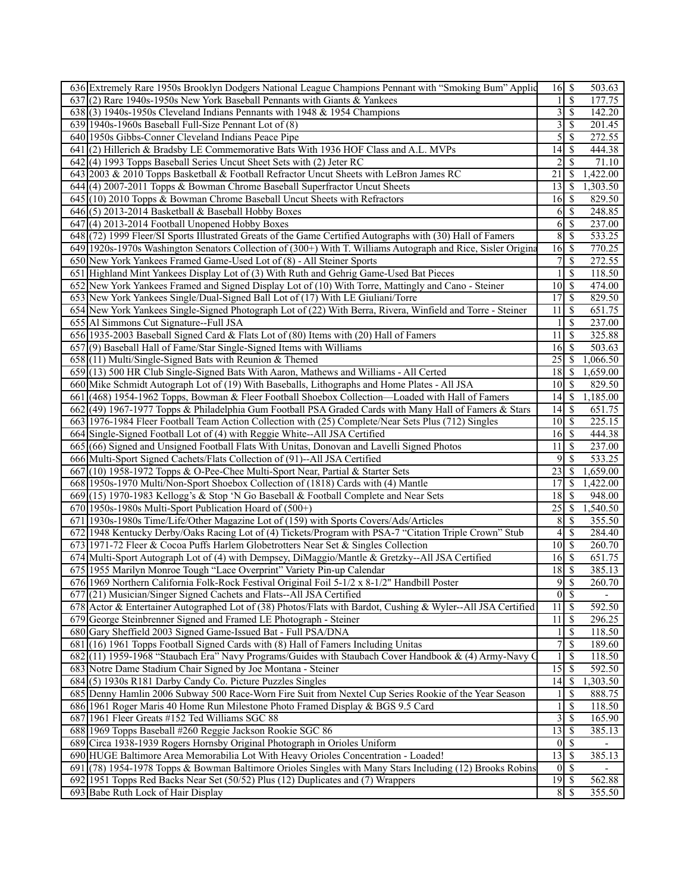| | | | | |
|---|---|---|---|---|
| 636 | Extremely Rare 1950s Brooklyn Dodgers National League Champions Pennant with "Smoking Bum" Applic | 16 | $ | 503.63 |
| 637 | (2) Rare 1940s-1950s New York Baseball Pennants with Giants & Yankees | 1 | $ | 177.75 |
| 638 | (3) 1940s-1950s Cleveland Indians Pennants with 1948 & 1954 Champions | 3 | $ | 142.20 |
| 639 | 1940s-1960s Baseball Full-Size Pennant Lot of (8) | 3 | $ | 201.45 |
| 640 | 1950s Gibbs-Conner Cleveland Indians Peace Pipe | 5 | $ | 272.55 |
| 641 | (2) Hillerich & Bradsby LE Commemorative Bats With 1936 HOF Class and A.L. MVPs | 14 | $ | 444.38 |
| 642 | (4) 1993 Topps Baseball Series Uncut Sheet Sets with (2) Jeter RC | 2 | $ | 71.10 |
| 643 | 2003 & 2010 Topps Basketball & Football Refractor Uncut Sheets with LeBron James RC | 21 | $ | 1,422.00 |
| 644 | (4) 2007-2011 Topps & Bowman Chrome Baseball Superfractor Uncut Sheets | 13 | $ | 1,303.50 |
| 645 | (10) 2010 Topps & Bowman Chrome Baseball Uncut Sheets with Refractors | 16 | $ | 829.50 |
| 646 | (5) 2013-2014 Basketball & Baseball Hobby Boxes | 6 | $ | 248.85 |
| 647 | (4) 2013-2014 Football Unopened Hobby Boxes | 6 | $ | 237.00 |
| 648 | (72) 1999 Fleer/SI Sports Illustrated Greats of the Game Certified Autographs with (30) Hall of Famers | 8 | $ | 533.25 |
| 649 | 1920s-1970s Washington Senators Collection of (300+) With T. Williams Autograph and Rice, Sisler Origina | 16 | $ | 770.25 |
| 650 | New York Yankees Framed Game-Used Lot of (8) - All Steiner Sports | 7 | $ | 272.55 |
| 651 | Highland Mint Yankees Display Lot of (3) With Ruth and Gehrig Game-Used Bat Pieces | 1 | $ | 118.50 |
| 652 | New York Yankees Framed and Signed Display Lot of (10) With Torre, Mattingly and Cano - Steiner | 10 | $ | 474.00 |
| 653 | New York Yankees Single/Dual-Signed Ball Lot of (17) With LE Giuliani/Torre | 17 | $ | 829.50 |
| 654 | New York Yankees Single-Signed Photograph Lot of (22) With Berra, Rivera, Winfield and Torre - Steiner | 11 | $ | 651.75 |
| 655 | Al Simmons Cut Signature--Full JSA | 1 | $ | 237.00 |
| 656 | 1935-2003 Baseball Signed Card & Flats Lot of (80) Items with (20) Hall of Famers | 11 | $ | 325.88 |
| 657 | (9) Baseball Hall of Fame/Star Single-Signed Items with Williams | 16 | $ | 503.63 |
| 658 | (11) Multi/Single-Signed Bats with Reunion & Themed | 25 | $ | 1,066.50 |
| 659 | (13) 500 HR Club Single-Signed Bats With Aaron, Mathews and Williams - All Certed | 18 | $ | 1,659.00 |
| 660 | Mike Schmidt Autograph Lot of (19) With Baseballs, Lithographs and Home Plates - All JSA | 10 | $ | 829.50 |
| 661 | (468) 1954-1962 Topps, Bowman & Fleer Football Shoebox Collection—Loaded with Hall of Famers | 14 | $ | 1,185.00 |
| 662 | (49) 1967-1977 Topps & Philadelphia Gum Football PSA Graded Cards with Many Hall of Famers & Stars | 14 | $ | 651.75 |
| 663 | 1976-1984 Fleer Football Team Action Collection with (25) Complete/Near Sets Plus (712) Singles | 10 | $ | 225.15 |
| 664 | Single-Signed Football Lot of (4) with Reggie White--All JSA Certified | 16 | $ | 444.38 |
| 665 | (66) Signed and Unsigned Football Flats With Unitas, Donovan and Lavelli Signed Photos | 11 | $ | 237.00 |
| 666 | Multi-Sport Signed Cachets/Flats Collection of (91)--All JSA Certified | 9 | $ | 533.25 |
| 667 | (10) 1958-1972 Topps & O-Pee-Chee Multi-Sport Near, Partial & Starter Sets | 23 | $ | 1,659.00 |
| 668 | 1950s-1970 Multi/Non-Sport Shoebox Collection of (1818) Cards with (4) Mantle | 17 | $ | 1,422.00 |
| 669 | (15) 1970-1983 Kellogg's & Stop 'N Go Baseball & Football Complete and Near Sets | 18 | $ | 948.00 |
| 670 | 1950s-1980s Multi-Sport Publication Hoard of (500+) | 25 | $ | 1,540.50 |
| 671 | 1930s-1980s Time/Life/Other Magazine Lot of (159) with Sports Covers/Ads/Articles | 8 | $ | 355.50 |
| 672 | 1948 Kentucky Derby/Oaks Racing Lot of (4) Tickets/Program with PSA-7 "Citation Triple Crown" Stub | 4 | $ | 284.40 |
| 673 | 1971-72 Fleer & Cocoa Puffs Harlem Globetrotters Near Set & Singles Collection | 10 | $ | 260.70 |
| 674 | Multi-Sport Autograph Lot of (4) with Dempsey, DiMaggio/Mantle & Gretzky--All JSA Certified | 16 | $ | 651.75 |
| 675 | 1955 Marilyn Monroe Tough "Lace Overprint" Variety Pin-up Calendar | 18 | $ | 385.13 |
| 676 | 1969 Northern California Folk-Rock Festival Original Foil 5-1/2 x 8-1/2" Handbill Poster | 9 | $ | 260.70 |
| 677 | (21) Musician/Singer Signed Cachets and Flats--All JSA Certified | 0 | $ | - |
| 678 | Actor & Entertainer Autographed Lot of (38) Photos/Flats with Bardot, Cushing & Wyler--All JSA Certified | 11 | $ | 592.50 |
| 679 | George Steinbrenner Signed and Framed LE Photograph - Steiner | 11 | $ | 296.25 |
| 680 | Gary Sheffield 2003 Signed Game-Issued Bat - Full PSA/DNA | 1 | $ | 118.50 |
| 681 | (16) 1961 Topps Football Signed Cards with (8) Hall of Famers Including Unitas | 7 | $ | 189.60 |
| 682 | (11) 1959-1968 "Staubach Era" Navy Programs/Guides with Staubach Cover Handbook & (4) Army-Navy C | 1 | $ | 118.50 |
| 683 | Notre Dame Stadium Chair Signed by Joe Montana - Steiner | 15 | $ | 592.50 |
| 684 | (5) 1930s R181 Darby Candy Co. Picture Puzzles Singles | 14 | $ | 1,303.50 |
| 685 | Denny Hamlin 2006 Subway 500 Race-Worn Fire Suit from Nextel Cup Series Rookie of the Year Season | 1 | $ | 888.75 |
| 686 | 1961 Roger Maris 40 Home Run Milestone Photo Framed Display & BGS 9.5 Card | 1 | $ | 118.50 |
| 687 | 1961 Fleer Greats #152 Ted Williams SGC 88 | 3 | $ | 165.90 |
| 688 | 1969 Topps Baseball #260 Reggie Jackson Rookie SGC 86 | 13 | $ | 385.13 |
| 689 | Circa 1938-1939 Rogers Hornsby Original Photograph in Orioles Uniform | 0 | $ | - |
| 690 | HUGE Baltimore Area Memorabilia Lot With Heavy Orioles Concentration - Loaded! | 13 | $ | 385.13 |
| 691 | (78) 1954-1978 Topps & Bowman Baltimore Orioles Singles with Many Stars Including (12) Brooks Robins | 0 | $ | - |
| 692 | 1951 Topps Red Backs Near Set (50/52) Plus (12) Duplicates and (7) Wrappers | 19 | $ | 562.88 |
| 693 | Babe Ruth Lock of Hair Display | 8 | $ | 355.50 |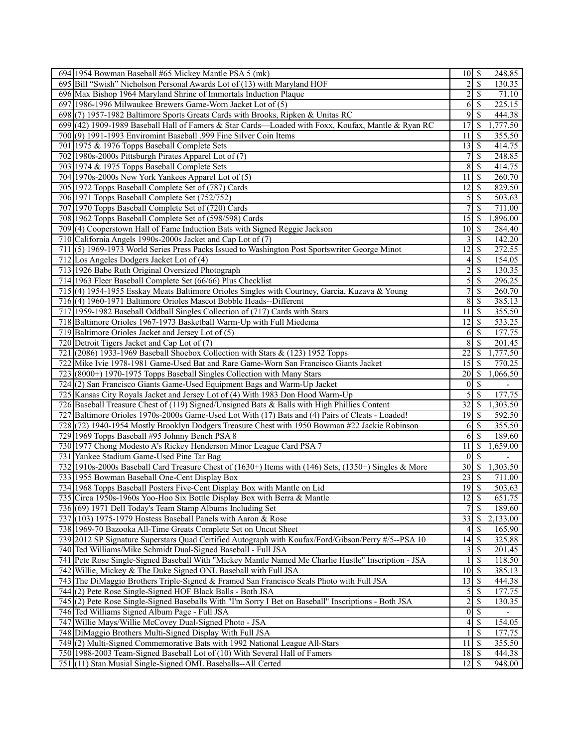| | | | | |
|---|---|---|---|---|
| 694 | 1954 Bowman Baseball #65 Mickey Mantle PSA 5 (mk) | 10 | $ | 248.85 |
| 695 | Bill "Swish" Nicholson Personal Awards Lot of (13) with Maryland HOF | 2 | $ | 130.35 |
| 696 | Max Bishop 1964 Maryland Shrine of Immortals Induction Plaque | 2 | $ | 71.10 |
| 697 | 1986-1996 Milwaukee Brewers Game-Worn Jacket Lot of (5) | 6 | $ | 225.15 |
| 698 | (7) 1957-1982 Baltimore Sports Greats Cards with Brooks, Ripken & Unitas RC | 9 | $ | 444.38 |
| 699 | (42) 1909-1989 Baseball Hall of Famers & Star Cards—Loaded with Foxx, Koufax, Mantle & Ryan RC | 17 | $ | 1,777.50 |
| 700 | (9) 1991-1993 Enviromint Baseball .999 Fine Silver Coin Items | 11 | $ | 355.50 |
| 701 | 1975 & 1976 Topps Baseball Complete Sets | 13 | $ | 414.75 |
| 702 | 1980s-2000s Pittsburgh Pirates Apparel Lot of (7) | 7 | $ | 248.85 |
| 703 | 1974 & 1975 Topps Baseball Complete Sets | 8 | $ | 414.75 |
| 704 | 1970s-2000s New York Yankees Apparel Lot of (5) | 11 | $ | 260.70 |
| 705 | 1972 Topps Baseball Complete Set of (787) Cards | 12 | $ | 829.50 |
| 706 | 1971 Topps Baseball Complete Set (752/752) | 5 | $ | 503.63 |
| 707 | 1970 Topps Baseball Complete Set of (720) Cards | 7 | $ | 711.00 |
| 708 | 1962 Topps Baseball Complete Set of (598/598) Cards | 15 | $ | 1,896.00 |
| 709 | (4) Cooperstown Hall of Fame Induction Bats with Signed Reggie Jackson | 10 | $ | 284.40 |
| 710 | California Angels 1990s-2000s Jacket and Cap Lot of (7) | 3 | $ | 142.20 |
| 711 | (5) 1969-1973 World Series Press Packs Issued to Washington Post Sportswriter George Minot | 12 | $ | 272.55 |
| 712 | Los Angeles Dodgers Jacket Lot of (4) | 4 | $ | 154.05 |
| 713 | 1926 Babe Ruth Original Oversized Photograph | 2 | $ | 130.35 |
| 714 | 1963 Fleer Baseball Complete Set (66/66) Plus Checklist | 5 | $ | 296.25 |
| 715 | (4) 1954-1955 Esskay Meats Baltimore Orioles Singles with Courtney, Garcia, Kuzava & Young | 7 | $ | 260.70 |
| 716 | (4) 1960-1971 Baltimore Orioles Mascot Bobble Heads--Different | 8 | $ | 385.13 |
| 717 | 1959-1982 Baseball Oddball Singles Collection of (717) Cards with Stars | 11 | $ | 355.50 |
| 718 | Baltimore Orioles 1967-1973 Basketball Warm-Up with Full Miedema | 12 | $ | 533.25 |
| 719 | Baltimore Orioles Jacket and Jersey Lot of (5) | 6 | $ | 177.75 |
| 720 | Detroit Tigers Jacket and Cap Lot of (7) | 8 | $ | 201.45 |
| 721 | (2086) 1933-1969 Baseball Shoebox Collection with Stars & (123) 1952 Topps | 22 | $ | 1,777.50 |
| 722 | Mike Ivie 1978-1981 Game-Used Bat and Rare Game-Worn San Francisco Giants Jacket | 15 | $ | 770.25 |
| 723 | (8000+) 1970-1975 Topps Baseball Singles Collection with Many Stars | 20 | $ | 1,066.50 |
| 724 | (2) San Francisco Giants Game-Used Equipment Bags and Warm-Up Jacket | 0 | $ | - |
| 725 | Kansas City Royals Jacket and Jersey Lot of (4) With 1983 Don Hood Warm-Up | 5 | $ | 177.75 |
| 726 | Baseball Treasure Chest of (119) Signed/Unsigned Bats & Balls with High Phillies Content | 32 | $ | 1,303.50 |
| 727 | Baltimore Orioles 1970s-2000s Game-Used Lot With (17) Bats and (4) Pairs of Cleats - Loaded! | 19 | $ | 592.50 |
| 728 | (72) 1940-1954 Mostly Brooklyn Dodgers Treasure Chest with 1950 Bowman #22 Jackie Robinson | 6 | $ | 355.50 |
| 729 | 1969 Topps Baseball #95 Johnny Bench PSA 8 | 6 | $ | 189.60 |
| 730 | 1977 Chong Modesto A's Rickey Henderson Minor League Card PSA 7 | 11 | $ | 1,659.00 |
| 731 | Yankee Stadium Game-Used Pine Tar Bag | 0 | $ | - |
| 732 | 1910s-2000s Baseball Card Treasure Chest of (1630+) Items with (146) Sets, (1350+) Singles & More | 30 | $ | 1,303.50 |
| 733 | 1955 Bowman Baseball One-Cent Display Box | 23 | $ | 711.00 |
| 734 | 1968 Topps Baseball Posters Five-Cent Display Box with Mantle on Lid | 19 | $ | 503.63 |
| 735 | Circa 1950s-1960s Yoo-Hoo Six Bottle Display Box with Berra & Mantle | 12 | $ | 651.75 |
| 736 | (69) 1971 Dell Today's Team Stamp Albums Including Set | 7 | $ | 189.60 |
| 737 | (103) 1975-1979 Hostess Baseball Panels with Aaron & Rose | 33 | $ | 2,133.00 |
| 738 | 1969-70 Bazooka All-Time Greats Complete Set on Uncut Sheet | 4 | $ | 165.90 |
| 739 | 2012 SP Signature Superstars Quad Certified Autograph with Koufax/Ford/Gibson/Perry #/5--PSA 10 | 14 | $ | 325.88 |
| 740 | Ted Williams/Mike Schmidt Dual-Signed Baseball - Full JSA | 3 | $ | 201.45 |
| 741 | Pete Rose Single-Signed Baseball With "Mickey Mantle Named Me Charlie Hustle" Inscription - JSA | 1 | $ | 118.50 |
| 742 | Willie, Mickey & The Duke Signed ONL Baseball with Full JSA | 10 | $ | 385.13 |
| 743 | The DiMaggio Brothers Triple-Signed & Framed San Francisco Seals Photo with Full JSA | 13 | $ | 444.38 |
| 744 | (2) Pete Rose Single-Signed HOF Black Balls - Both JSA | 5 | $ | 177.75 |
| 745 | (2) Pete Rose Single-Signed Baseballs With "I'm Sorry I Bet on Baseball" Inscriptions - Both JSA | 2 | $ | 130.35 |
| 746 | Ted Williams Signed Album Page - Full JSA | 0 | $ | - |
| 747 | Willie Mays/Willie McCovey Dual-Signed Photo - JSA | 4 | $ | 154.05 |
| 748 | DiMaggio Brothers Multi-Signed Display With Full JSA | 1 | $ | 177.75 |
| 749 | (2) Multi-Signed Commemorative Bats with 1992 National League All-Stars | 11 | $ | 355.50 |
| 750 | 1988-2003 Team-Signed Baseball Lot of (10) With Several Hall of Famers | 18 | $ | 444.38 |
| 751 | (11) Stan Musial Single-Signed OML Baseballs--All Certed | 12 | $ | 948.00 |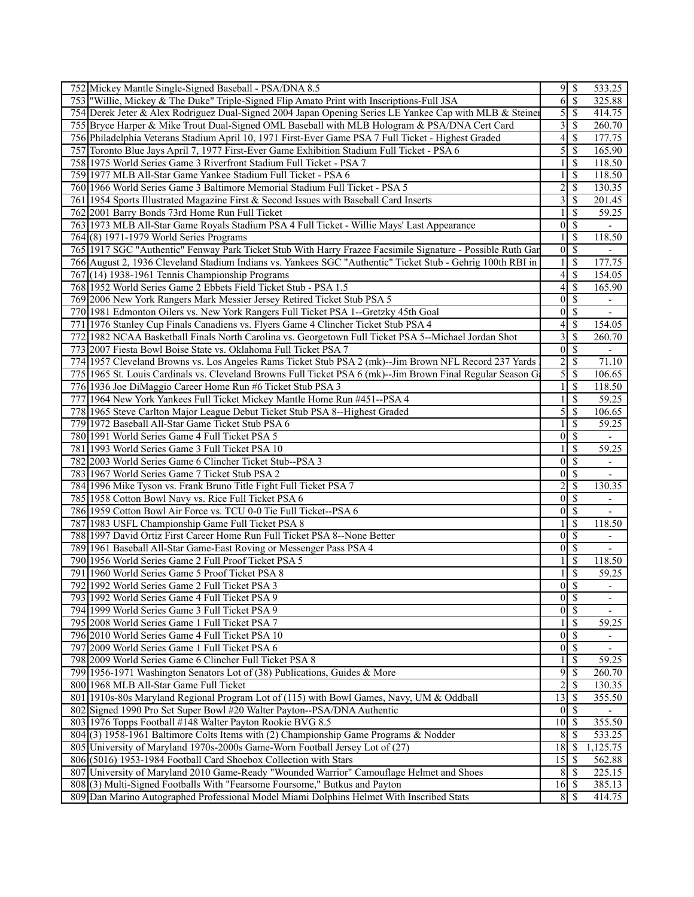| | | | | |
|---|---|---|---|---|
| 752 | Mickey Mantle Single-Signed Baseball - PSA/DNA 8.5 | 9 | $ | 533.25 |
| 753 | "Willie, Mickey & The Duke" Triple-Signed Flip Amato Print with Inscriptions-Full JSA | 6 | $ | 325.88 |
| 754 | Derek Jeter & Alex Rodriguez Dual-Signed 2004 Japan Opening Series LE Yankee Cap with MLB & Steiner | 5 | $ | 414.75 |
| 755 | Bryce Harper & Mike Trout Dual-Signed OML Baseball with MLB Hologram & PSA/DNA Cert Card | 3 | $ | 260.70 |
| 756 | Philadelphia Veterans Stadium April 10, 1971 First-Ever Game PSA 7 Full Ticket - Highest Graded | 4 | $ | 177.75 |
| 757 | Toronto Blue Jays April 7, 1977 First-Ever Game Exhibition Stadium Full Ticket - PSA 6 | 5 | $ | 165.90 |
| 758 | 1975 World Series Game 3 Riverfront Stadium Full Ticket - PSA 7 | 1 | $ | 118.50 |
| 759 | 1977 MLB All-Star Game Yankee Stadium Full Ticket - PSA 6 | 1 | $ | 118.50 |
| 760 | 1966 World Series Game 3 Baltimore Memorial Stadium Full Ticket - PSA 5 | 2 | $ | 130.35 |
| 761 | 1954 Sports Illustrated Magazine First & Second Issues with Baseball Card Inserts | 3 | $ | 201.45 |
| 762 | 2001 Barry Bonds 73rd Home Run Full Ticket | 1 | $ | 59.25 |
| 763 | 1973 MLB All-Star Game Royals Stadium PSA 4 Full Ticket - Willie Mays' Last Appearance | 0 | $ | - |
| 764 | (8) 1971-1979 World Series Programs | 1 | $ | 118.50 |
| 765 | 1917 SGC "Authentic" Fenway Park Ticket Stub With Harry Frazee Facsimile Signature - Possible Ruth Gar | 0 | $ | - |
| 766 | August 2, 1936 Cleveland Stadium Indians vs. Yankees SGC "Authentic" Ticket Stub - Gehrig 100th RBI in | 1 | $ | 177.75 |
| 767 | (14) 1938-1961 Tennis Championship Programs | 4 | $ | 154.05 |
| 768 | 1952 World Series Game 2 Ebbets Field Ticket Stub - PSA 1.5 | 4 | $ | 165.90 |
| 769 | 2006 New York Rangers Mark Messier Jersey Retired Ticket Stub PSA 5 | 0 | $ | - |
| 770 | 1981 Edmonton Oilers vs. New York Rangers Full Ticket PSA 1--Gretzky 45th Goal | 0 | $ | - |
| 771 | 1976 Stanley Cup Finals Canadiens vs. Flyers Game 4 Clincher Ticket Stub PSA 4 | 4 | $ | 154.05 |
| 772 | 1982 NCAA Basketball Finals North Carolina vs. Georgetown Full Ticket PSA 5--Michael Jordan Shot | 3 | $ | 260.70 |
| 773 | 2007 Fiesta Bowl Boise State vs. Oklahoma Full Ticket PSA 7 | 0 | $ | - |
| 774 | 1957 Cleveland Browns vs. Los Angeles Rams Ticket Stub PSA 2 (mk)--Jim Brown NFL Record 237 Yards | 2 | $ | 71.10 |
| 775 | 1965 St. Louis Cardinals vs. Cleveland Browns Full Ticket PSA 6 (mk)--Jim Brown Final Regular Season G | 5 | $ | 106.65 |
| 776 | 1936 Joe DiMaggio Career Home Run #6 Ticket Stub PSA 3 | 1 | $ | 118.50 |
| 777 | 1964 New York Yankees Full Ticket Mickey Mantle Home Run #451--PSA 4 | 1 | $ | 59.25 |
| 778 | 1965 Steve Carlton Major League Debut Ticket Stub PSA 8--Highest Graded | 5 | $ | 106.65 |
| 779 | 1972 Baseball All-Star Game Ticket Stub PSA 6 | 1 | $ | 59.25 |
| 780 | 1991 World Series Game 4 Full Ticket PSA 5 | 0 | $ | - |
| 781 | 1993 World Series Game 3 Full Ticket PSA 10 | 1 | $ | 59.25 |
| 782 | 2003 World Series Game 6 Clincher Ticket Stub--PSA 3 | 0 | $ | - |
| 783 | 1967 World Series Game 7 Ticket Stub PSA 2 | 0 | $ | - |
| 784 | 1996 Mike Tyson vs. Frank Bruno Title Fight Full Ticket PSA 7 | 2 | $ | 130.35 |
| 785 | 1958 Cotton Bowl Navy vs. Rice Full Ticket PSA 6 | 0 | $ | - |
| 786 | 1959 Cotton Bowl Air Force vs. TCU 0-0 Tie Full Ticket--PSA 6 | 0 | $ | - |
| 787 | 1983 USFL Championship Game Full Ticket PSA 8 | 1 | $ | 118.50 |
| 788 | 1997 David Ortiz First Career Home Run Full Ticket PSA 8--None Better | 0 | $ | - |
| 789 | 1961 Baseball All-Star Game-East Roving or Messenger Pass PSA 4 | 0 | $ | - |
| 790 | 1956 World Series Game 2 Full Proof Ticket PSA 5 | 1 | $ | 118.50 |
| 791 | 1960 World Series Game 5 Proof Ticket PSA 8 | 1 | $ | 59.25 |
| 792 | 1992 World Series Game 2 Full Ticket PSA 3 | 0 | $ | - |
| 793 | 1992 World Series Game 4 Full Ticket PSA 9 | 0 | $ | - |
| 794 | 1999 World Series Game 3 Full Ticket PSA 9 | 0 | $ | - |
| 795 | 2008 World Series Game 1 Full Ticket PSA 7 | 1 | $ | 59.25 |
| 796 | 2010 World Series Game 4 Full Ticket PSA 10 | 0 | $ | - |
| 797 | 2009 World Series Game 1 Full Ticket PSA 6 | 0 | $ | - |
| 798 | 2009 World Series Game 6 Clincher Full Ticket PSA 8 | 1 | $ | 59.25 |
| 799 | 1956-1971 Washington Senators Lot of (38) Publications, Guides & More | 9 | $ | 260.70 |
| 800 | 1968 MLB All-Star Game Full Ticket | 2 | $ | 130.35 |
| 801 | 1910s-80s Maryland Regional Program Lot of (115) with Bowl Games, Navy, UM & Oddball | 13 | $ | 355.50 |
| 802 | Signed 1990 Pro Set Super Bowl #20 Walter Payton--PSA/DNA Authentic | 0 | $ | - |
| 803 | 1976 Topps Football #148 Walter Payton Rookie BVG 8.5 | 10 | $ | 355.50 |
| 804 | (3) 1958-1961 Baltimore Colts Items with (2) Championship Game Programs & Nodder | 8 | $ | 533.25 |
| 805 | University of Maryland 1970s-2000s Game-Worn Football Jersey Lot of (27) | 18 | $ | 1,125.75 |
| 806 | (5016) 1953-1984 Football Card Shoebox Collection with Stars | 15 | $ | 562.88 |
| 807 | University of Maryland 2010 Game-Ready "Wounded Warrior" Camouflage Helmet and Shoes | 8 | $ | 225.15 |
| 808 | (3) Multi-Signed Footballs With "Fearsome Foursome," Butkus and Payton | 16 | $ | 385.13 |
| 809 | Dan Marino Autographed Professional Model Miami Dolphins Helmet With Inscribed Stats | 8 | $ | 414.75 |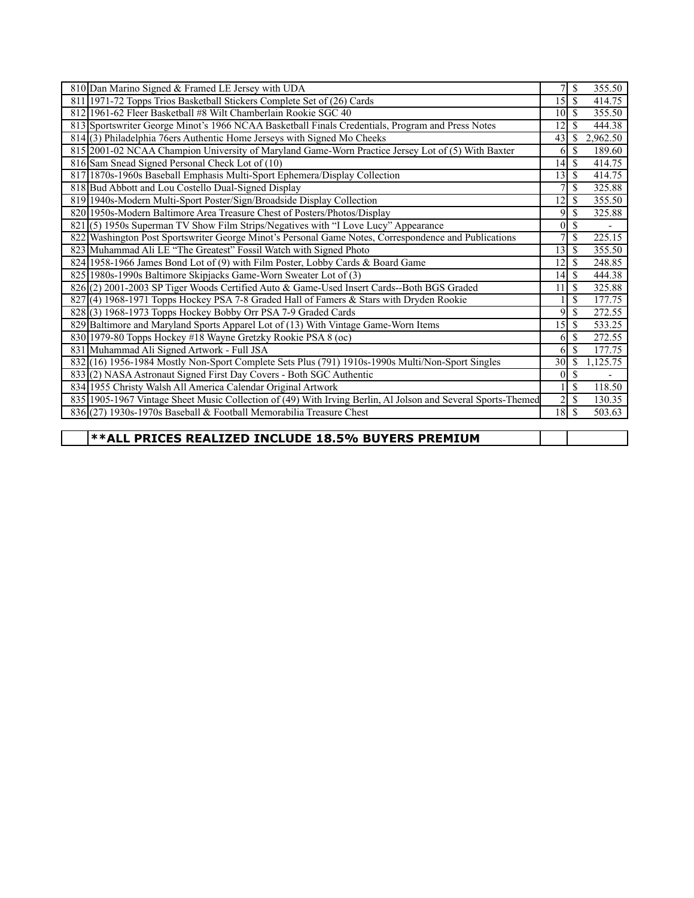| | | | | |
|---|---|---|---|---|
| 810 | Dan Marino Signed & Framed LE Jersey with UDA | 7 | $ | 355.50 |
| 811 | 1971-72 Topps Trios Basketball Stickers Complete Set of (26) Cards | 15 | $ | 414.75 |
| 812 | 1961-62 Fleer Basketball #8 Wilt Chamberlain Rookie SGC 40 | 10 | $ | 355.50 |
| 813 | Sportswriter George Minot's 1966 NCAA Basketball Finals Credentials, Program and Press Notes | 12 | $ | 444.38 |
| 814 | (3) Philadelphia 76ers Authentic Home Jerseys with Signed Mo Cheeks | 43 | $ | 2,962.50 |
| 815 | 2001-02 NCAA Champion University of Maryland Game-Worn Practice Jersey Lot of (5) With Baxter | 6 | $ | 189.60 |
| 816 | Sam Snead Signed Personal Check Lot of (10) | 14 | $ | 414.75 |
| 817 | 1870s-1960s Baseball Emphasis Multi-Sport Ephemera/Display Collection | 13 | $ | 414.75 |
| 818 | Bud Abbott and Lou Costello Dual-Signed Display | 7 | $ | 325.88 |
| 819 | 1940s-Modern Multi-Sport Poster/Sign/Broadside Display Collection | 12 | $ | 355.50 |
| 820 | 1950s-Modern Baltimore Area Treasure Chest of Posters/Photos/Display | 9 | $ | 325.88 |
| 821 | (5) 1950s Superman TV Show Film Strips/Negatives with "I Love Lucy" Appearance | 0 | $ | - |
| 822 | Washington Post Sportswriter George Minot's Personal Game Notes, Correspondence and Publications | 7 | $ | 225.15 |
| 823 | Muhammad Ali LE "The Greatest" Fossil Watch with Signed Photo | 13 | $ | 355.50 |
| 824 | 1958-1966 James Bond Lot of (9) with Film Poster, Lobby Cards & Board Game | 12 | $ | 248.85 |
| 825 | 1980s-1990s Baltimore Skipjacks Game-Worn Sweater Lot of (3) | 14 | $ | 444.38 |
| 826 | (2) 2001-2003 SP Tiger Woods Certified Auto & Game-Used Insert Cards--Both BGS Graded | 11 | $ | 325.88 |
| 827 | (4) 1968-1971 Topps Hockey PSA 7-8 Graded Hall of Famers & Stars with Dryden Rookie | 1 | $ | 177.75 |
| 828 | (3) 1968-1973 Topps Hockey Bobby Orr PSA 7-9 Graded Cards | 9 | $ | 272.55 |
| 829 | Baltimore and Maryland Sports Apparel Lot of (13) With Vintage Game-Worn Items | 15 | $ | 533.25 |
| 830 | 1979-80 Topps Hockey #18 Wayne Gretzky Rookie PSA 8 (oc) | 6 | $ | 272.55 |
| 831 | Muhammad Ali Signed Artwork - Full JSA | 6 | $ | 177.75 |
| 832 | (16) 1956-1984 Mostly Non-Sport Complete Sets Plus (791) 1910s-1990s Multi/Non-Sport Singles | 30 | $ | 1,125.75 |
| 833 | (2) NASA Astronaut Signed First Day Covers - Both SGC Authentic | 0 | $ | - |
| 834 | 1955 Christy Walsh All America Calendar Original Artwork | 1 | $ | 118.50 |
| 835 | 1905-1967 Vintage Sheet Music Collection of (49) With Irving Berlin, Al Jolson and Several Sports-Themed | 2 | $ | 130.35 |
| 836 | (27) 1930s-1970s Baseball & Football Memorabilia Treasure Chest | 18 | $ | 503.63 |

**ALL PRICES REALIZED INCLUDE 18.5% BUYERS PREMIUM